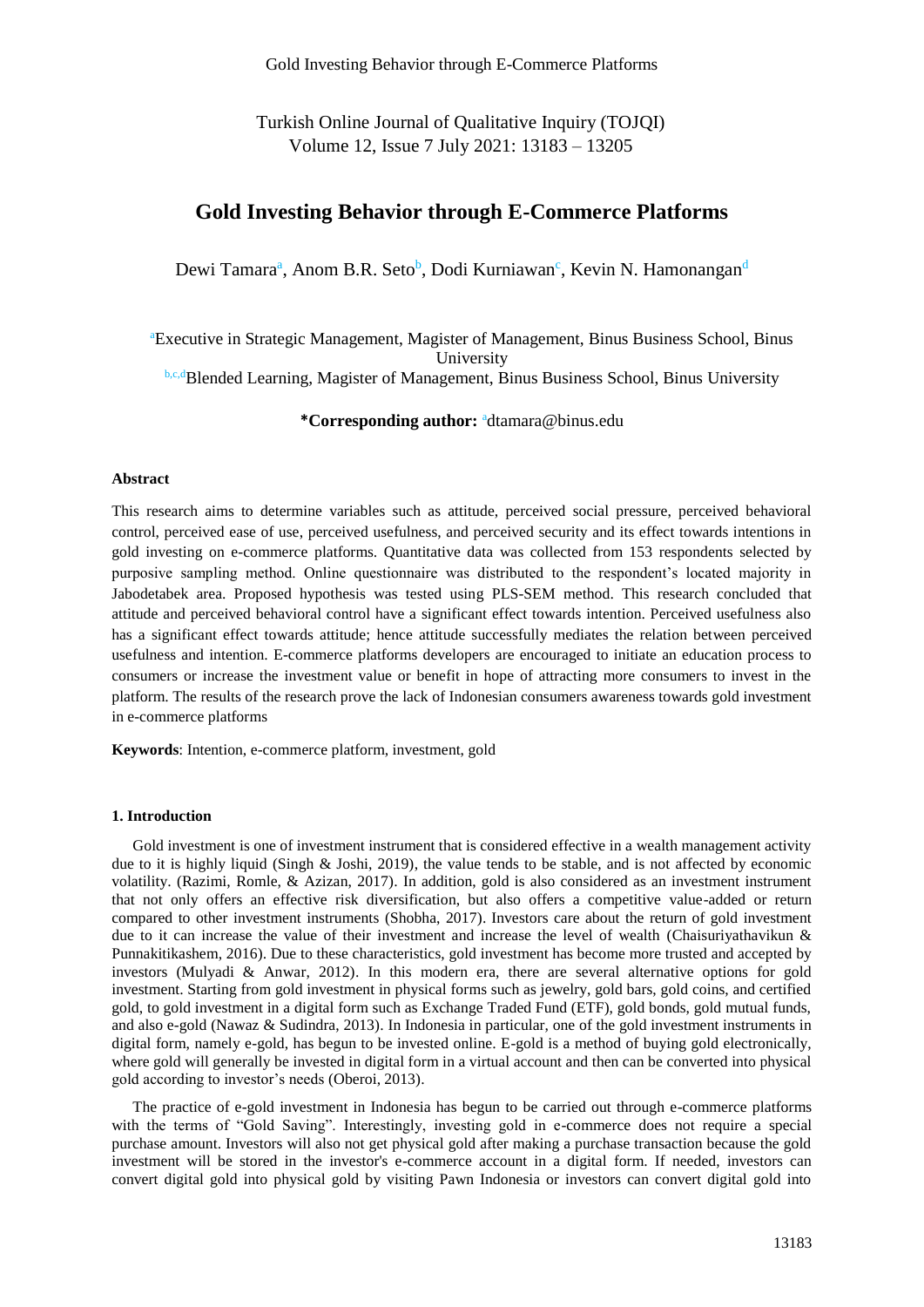# Gold Investing Behavior through E-Commerce Platforms

Dewi Tamara[a], Anom B.R. Seto[b], Dodi Kurniawan[c], Kevin N. Hamonangan[d]

[a]Executive in Strategic Management, Magister of Management, Binus Business School, Binus University

[b,c,d]Blended Learning, Magister of Management, Binus Business School, Binus University

**\*Corresponding author:** [a]dtamara@binus.edu

#### Abstract

This research aims to determine variables such as attitude, perceived social pressure, perceived behavioral control, perceived ease of use, perceived usefulness, and perceived security and its effect towards intentions in gold investing on e-commerce platforms. Quantitative data was collected from 153 respondents selected by purposive sampling method. Online questionnaire was distributed to the respondent's located majority in Jabodetabek area. Proposed hypothesis was tested using PLS-SEM method. This research concluded that attitude and perceived behavioral control have a significant effect towards intention. Perceived usefulness also has a significant effect towards attitude; hence attitude successfully mediates the relation between perceived usefulness and intention. E-commerce platforms developers are encouraged to initiate an education process to consumers or increase the investment value or benefit in hope of attracting more consumers to invest in the platform. The results of the research prove the lack of Indonesian consumers awareness towards gold investment in e-commerce platforms

**Keywords**: Intention, e-commerce platform, investment, gold

#### 1. Introduction

Gold investment is one of investment instrument that is considered effective in a wealth management activity due to it is highly liquid (Singh & Joshi, 2019), the value tends to be stable, and is not affected by economic volatility. (Razimi, Romle, & Azizan, 2017). In addition, gold is also considered as an investment instrument that not only offers an effective risk diversification, but also offers a competitive value-added or return compared to other investment instruments (Shobha, 2017). Investors care about the return of gold investment due to it can increase the value of their investment and increase the level of wealth (Chaisuriyathavikun & Punnakitikashem, 2016). Due to these characteristics, gold investment has become more trusted and accepted by investors (Mulyadi & Anwar, 2012). In this modern era, there are several alternative options for gold investment. Starting from gold investment in physical forms such as jewelry, gold bars, gold coins, and certified gold, to gold investment in a digital form such as Exchange Traded Fund (ETF), gold bonds, gold mutual funds, and also e-gold (Nawaz & Sudindra, 2013). In Indonesia in particular, one of the gold investment instruments in digital form, namely e-gold, has begun to be invested online. E-gold is a method of buying gold electronically, where gold will generally be invested in digital form in a virtual account and then can be converted into physical gold according to investor's needs (Oberoi, 2013).

The practice of e-gold investment in Indonesia has begun to be carried out through e-commerce platforms with the terms of "Gold Saving". Interestingly, investing gold in e-commerce does not require a special purchase amount. Investors will also not get physical gold after making a purchase transaction because the gold investment will be stored in the investor's e-commerce account in a digital form. If needed, investors can convert digital gold into physical gold by visiting Pawn Indonesia or investors can convert digital gold into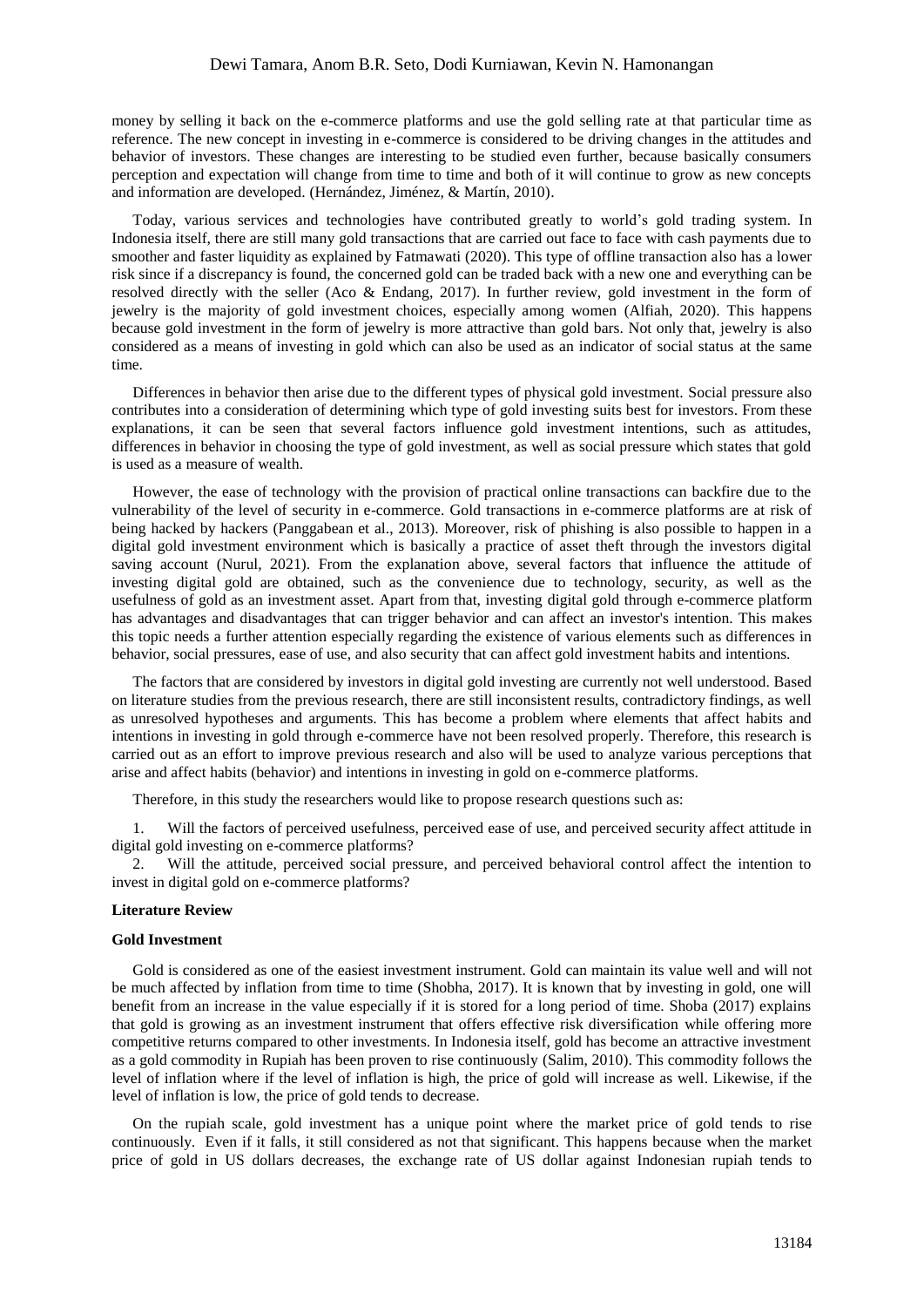money by selling it back on the e-commerce platforms and use the gold selling rate at that particular time as reference. The new concept in investing in e-commerce is considered to be driving changes in the attitudes and behavior of investors. These changes are interesting to be studied even further, because basically consumers perception and expectation will change from time to time and both of it will continue to grow as new concepts and information are developed. (Hernández, Jiménez, & Martín, 2010).

Today, various services and technologies have contributed greatly to world's gold trading system. In Indonesia itself, there are still many gold transactions that are carried out face to face with cash payments due to smoother and faster liquidity as explained by Fatmawati (2020). This type of offline transaction also has a lower risk since if a discrepancy is found, the concerned gold can be traded back with a new one and everything can be resolved directly with the seller (Aco & Endang, 2017). In further review, gold investment in the form of jewelry is the majority of gold investment choices, especially among women (Alfiah, 2020). This happens because gold investment in the form of jewelry is more attractive than gold bars. Not only that, jewelry is also considered as a means of investing in gold which can also be used as an indicator of social status at the same time.

Differences in behavior then arise due to the different types of physical gold investment. Social pressure also contributes into a consideration of determining which type of gold investing suits best for investors. From these explanations, it can be seen that several factors influence gold investment intentions, such as attitudes, differences in behavior in choosing the type of gold investment, as well as social pressure which states that gold is used as a measure of wealth.

However, the ease of technology with the provision of practical online transactions can backfire due to the vulnerability of the level of security in e-commerce. Gold transactions in e-commerce platforms are at risk of being hacked by hackers (Panggabean et al., 2013). Moreover, risk of phishing is also possible to happen in a digital gold investment environment which is basically a practice of asset theft through the investors digital saving account (Nurul, 2021). From the explanation above, several factors that influence the attitude of investing digital gold are obtained, such as the convenience due to technology, security, as well as the usefulness of gold as an investment asset. Apart from that, investing digital gold through e-commerce platform has advantages and disadvantages that can trigger behavior and can affect an investor's intention. This makes this topic needs a further attention especially regarding the existence of various elements such as differences in behavior, social pressures, ease of use, and also security that can affect gold investment habits and intentions.

The factors that are considered by investors in digital gold investing are currently not well understood. Based on literature studies from the previous research, there are still inconsistent results, contradictory findings, as well as unresolved hypotheses and arguments. This has become a problem where elements that affect habits and intentions in investing in gold through e-commerce have not been resolved properly. Therefore, this research is carried out as an effort to improve previous research and also will be used to analyze various perceptions that arise and affect habits (behavior) and intentions in investing in gold on e-commerce platforms.

Therefore, in this study the researchers would like to propose research questions such as:

1. Will the factors of perceived usefulness, perceived ease of use, and perceived security affect attitude in digital gold investing on e-commerce platforms?
2. Will the attitude, perceived social pressure, and perceived behavioral control affect the intention to invest in digital gold on e-commerce platforms?

## Literature Review

### Gold Investment

Gold is considered as one of the easiest investment instrument. Gold can maintain its value well and will not be much affected by inflation from time to time (Shobha, 2017). It is known that by investing in gold, one will benefit from an increase in the value especially if it is stored for a long period of time. Shoba (2017) explains that gold is growing as an investment instrument that offers effective risk diversification while offering more competitive returns compared to other investments. In Indonesia itself, gold has become an attractive investment as a gold commodity in Rupiah has been proven to rise continuously (Salim, 2010). This commodity follows the level of inflation where if the level of inflation is high, the price of gold will increase as well. Likewise, if the level of inflation is low, the price of gold tends to decrease.

On the rupiah scale, gold investment has a unique point where the market price of gold tends to rise continuously. Even if it falls, it still considered as not that significant. This happens because when the market price of gold in US dollars decreases, the exchange rate of US dollar against Indonesian rupiah tends to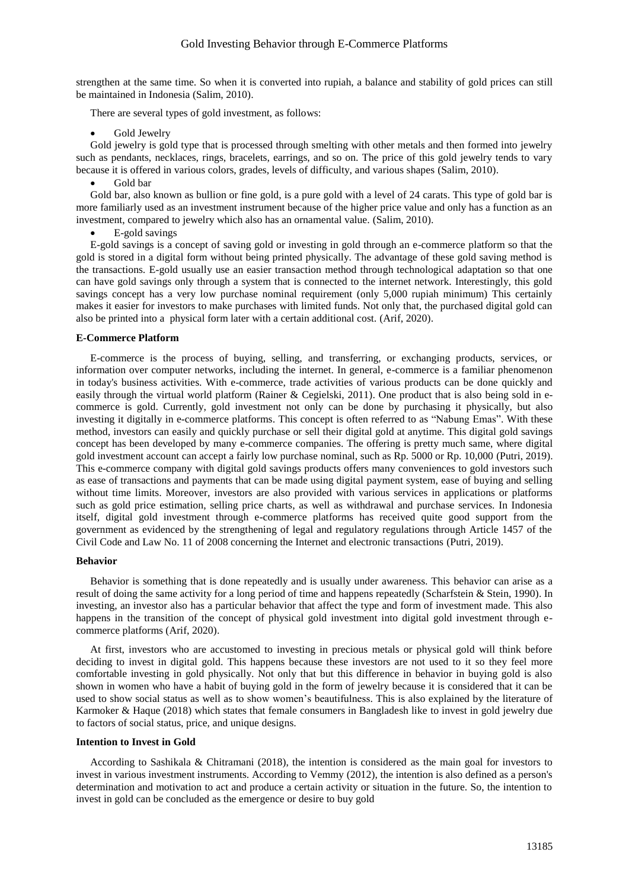strengthen at the same time. So when it is converted into rupiah, a balance and stability of gold prices can still be maintained in Indonesia (Salim, 2010).

There are several types of gold investment, as follows:

- Gold Jewelry

Gold jewelry is gold type that is processed through smelting with other metals and then formed into jewelry such as pendants, necklaces, rings, bracelets, earrings, and so on. The price of this gold jewelry tends to vary because it is offered in various colors, grades, levels of difficulty, and various shapes (Salim, 2010).

- Gold bar

Gold bar, also known as bullion or fine gold, is a pure gold with a level of 24 carats. This type of gold bar is more familiarly used as an investment instrument because of the higher price value and only has a function as an investment, compared to jewelry which also has an ornamental value. (Salim, 2010).

- E-gold savings

E-gold savings is a concept of saving gold or investing in gold through an e-commerce platform so that the gold is stored in a digital form without being printed physically. The advantage of these gold saving method is the transactions. E-gold usually use an easier transaction method through technological adaptation so that one can have gold savings only through a system that is connected to the internet network. Interestingly, this gold savings concept has a very low purchase nominal requirement (only 5,000 rupiah minimum) This certainly makes it easier for investors to make purchases with limited funds. Not only that, the purchased digital gold can also be printed into a physical form later with a certain additional cost. (Arif, 2020).

**E-Commerce Platform**

E-commerce is the process of buying, selling, and transferring, or exchanging products, services, or information over computer networks, including the internet. In general, e-commerce is a familiar phenomenon in today's business activities. With e-commerce, trade activities of various products can be done quickly and easily through the virtual world platform (Rainer & Cegielski, 2011). One product that is also being sold in e-commerce is gold. Currently, gold investment not only can be done by purchasing it physically, but also investing it digitally in e-commerce platforms. This concept is often referred to as "Nabung Emas". With these method, investors can easily and quickly purchase or sell their digital gold at anytime. This digital gold savings concept has been developed by many e-commerce companies. The offering is pretty much same, where digital gold investment account can accept a fairly low purchase nominal, such as Rp. 5000 or Rp. 10,000 (Putri, 2019). This e-commerce company with digital gold savings products offers many conveniences to gold investors such as ease of transactions and payments that can be made using digital payment system, ease of buying and selling without time limits. Moreover, investors are also provided with various services in applications or platforms such as gold price estimation, selling price charts, as well as withdrawal and purchase services. In Indonesia itself, digital gold investment through e-commerce platforms has received quite good support from the government as evidenced by the strengthening of legal and regulatory regulations through Article 1457 of the Civil Code and Law No. 11 of 2008 concerning the Internet and electronic transactions (Putri, 2019).

**Behavior**

Behavior is something that is done repeatedly and is usually under awareness. This behavior can arise as a result of doing the same activity for a long period of time and happens repeatedly (Scharfstein & Stein, 1990). In investing, an investor also has a particular behavior that affect the type and form of investment made. This also happens in the transition of the concept of physical gold investment into digital gold investment through e-commerce platforms (Arif, 2020).

At first, investors who are accustomed to investing in precious metals or physical gold will think before deciding to invest in digital gold. This happens because these investors are not used to it so they feel more comfortable investing in gold physically. Not only that but this difference in behavior in buying gold is also shown in women who have a habit of buying gold in the form of jewelry because it is considered that it can be used to show social status as well as to show women's beautifulness. This is also explained by the literature of Karmoker & Haque (2018) which states that female consumers in Bangladesh like to invest in gold jewelry due to factors of social status, price, and unique designs.

**Intention to Invest in Gold**

According to Sashikala & Chitramani (2018), the intention is considered as the main goal for investors to invest in various investment instruments. According to Vemmy (2012), the intention is also defined as a person's determination and motivation to act and produce a certain activity or situation in the future. So, the intention to invest in gold can be concluded as the emergence or desire to buy gold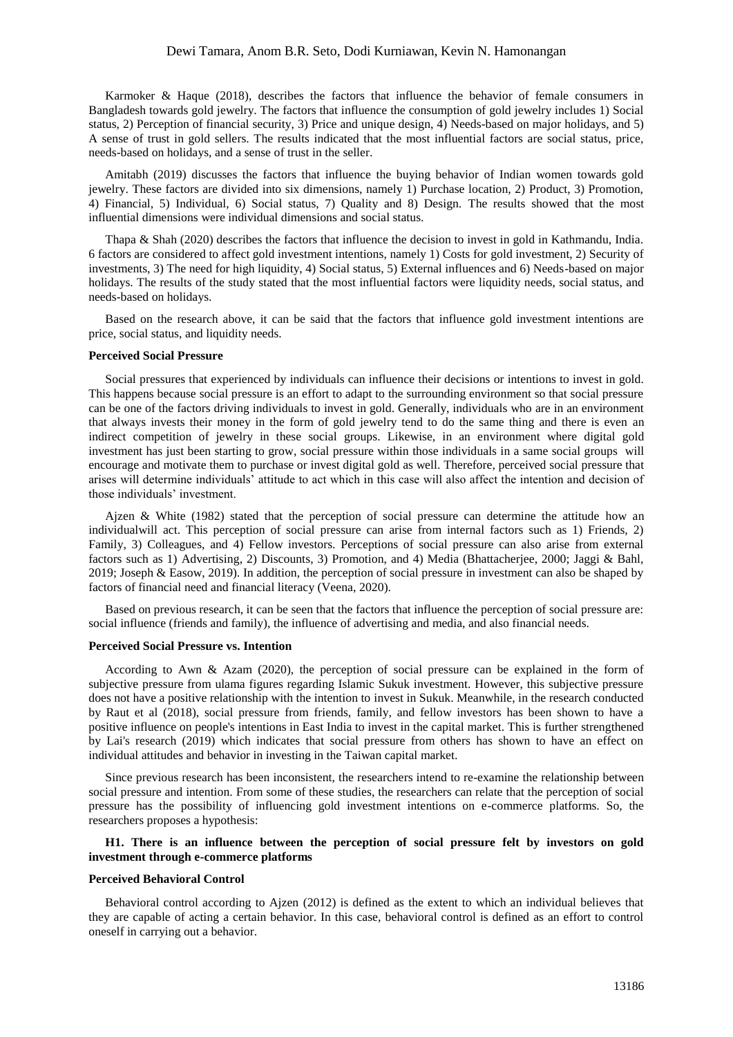Karmoker & Haque (2018), describes the factors that influence the behavior of female consumers in Bangladesh towards gold jewelry. The factors that influence the consumption of gold jewelry includes 1) Social status, 2) Perception of financial security, 3) Price and unique design, 4) Needs-based on major holidays, and 5) A sense of trust in gold sellers. The results indicated that the most influential factors are social status, price, needs-based on holidays, and a sense of trust in the seller.

Amitabh (2019) discusses the factors that influence the buying behavior of Indian women towards gold jewelry. These factors are divided into six dimensions, namely 1) Purchase location, 2) Product, 3) Promotion, 4) Financial, 5) Individual, 6) Social status, 7) Quality and 8) Design. The results showed that the most influential dimensions were individual dimensions and social status.

Thapa & Shah (2020) describes the factors that influence the decision to invest in gold in Kathmandu, India. 6 factors are considered to affect gold investment intentions, namely 1) Costs for gold investment, 2) Security of investments, 3) The need for high liquidity, 4) Social status, 5) External influences and 6) Needs-based on major holidays. The results of the study stated that the most influential factors were liquidity needs, social status, and needs-based on holidays.

Based on the research above, it can be said that the factors that influence gold investment intentions are price, social status, and liquidity needs.

**Perceived Social Pressure**

Social pressures that experienced by individuals can influence their decisions or intentions to invest in gold. This happens because social pressure is an effort to adapt to the surrounding environment so that social pressure can be one of the factors driving individuals to invest in gold. Generally, individuals who are in an environment that always invests their money in the form of gold jewelry tend to do the same thing and there is even an indirect competition of jewelry in these social groups. Likewise, in an environment where digital gold investment has just been starting to grow, social pressure within those individuals in a same social groups will encourage and motivate them to purchase or invest digital gold as well. Therefore, perceived social pressure that arises will determine individuals' attitude to act which in this case will also affect the intention and decision of those individuals' investment.

Ajzen & White (1982) stated that the perception of social pressure can determine the attitude how an individualwill act. This perception of social pressure can arise from internal factors such as 1) Friends, 2) Family, 3) Colleagues, and 4) Fellow investors. Perceptions of social pressure can also arise from external factors such as 1) Advertising, 2) Discounts, 3) Promotion, and 4) Media (Bhattacherjee, 2000; Jaggi & Bahl, 2019; Joseph & Easow, 2019). In addition, the perception of social pressure in investment can also be shaped by factors of financial need and financial literacy (Veena, 2020).

Based on previous research, it can be seen that the factors that influence the perception of social pressure are: social influence (friends and family), the influence of advertising and media, and also financial needs.

**Perceived Social Pressure vs. Intention**

According to Awn & Azam (2020), the perception of social pressure can be explained in the form of subjective pressure from ulama figures regarding Islamic Sukuk investment. However, this subjective pressure does not have a positive relationship with the intention to invest in Sukuk. Meanwhile, in the research conducted by Raut et al (2018), social pressure from friends, family, and fellow investors has been shown to have a positive influence on people's intentions in East India to invest in the capital market. This is further strengthened by Lai's research (2019) which indicates that social pressure from others has shown to have an effect on individual attitudes and behavior in investing in the Taiwan capital market.

Since previous research has been inconsistent, the researchers intend to re-examine the relationship between social pressure and intention. From some of these studies, the researchers can relate that the perception of social pressure has the possibility of influencing gold investment intentions on e-commerce platforms. So, the researchers proposes a hypothesis:

**H1. There is an influence between the perception of social pressure felt by investors on gold investment through e-commerce platforms**

**Perceived Behavioral Control**

Behavioral control according to Ajzen (2012) is defined as the extent to which an individual believes that they are capable of acting a certain behavior. In this case, behavioral control is defined as an effort to control oneself in carrying out a behavior.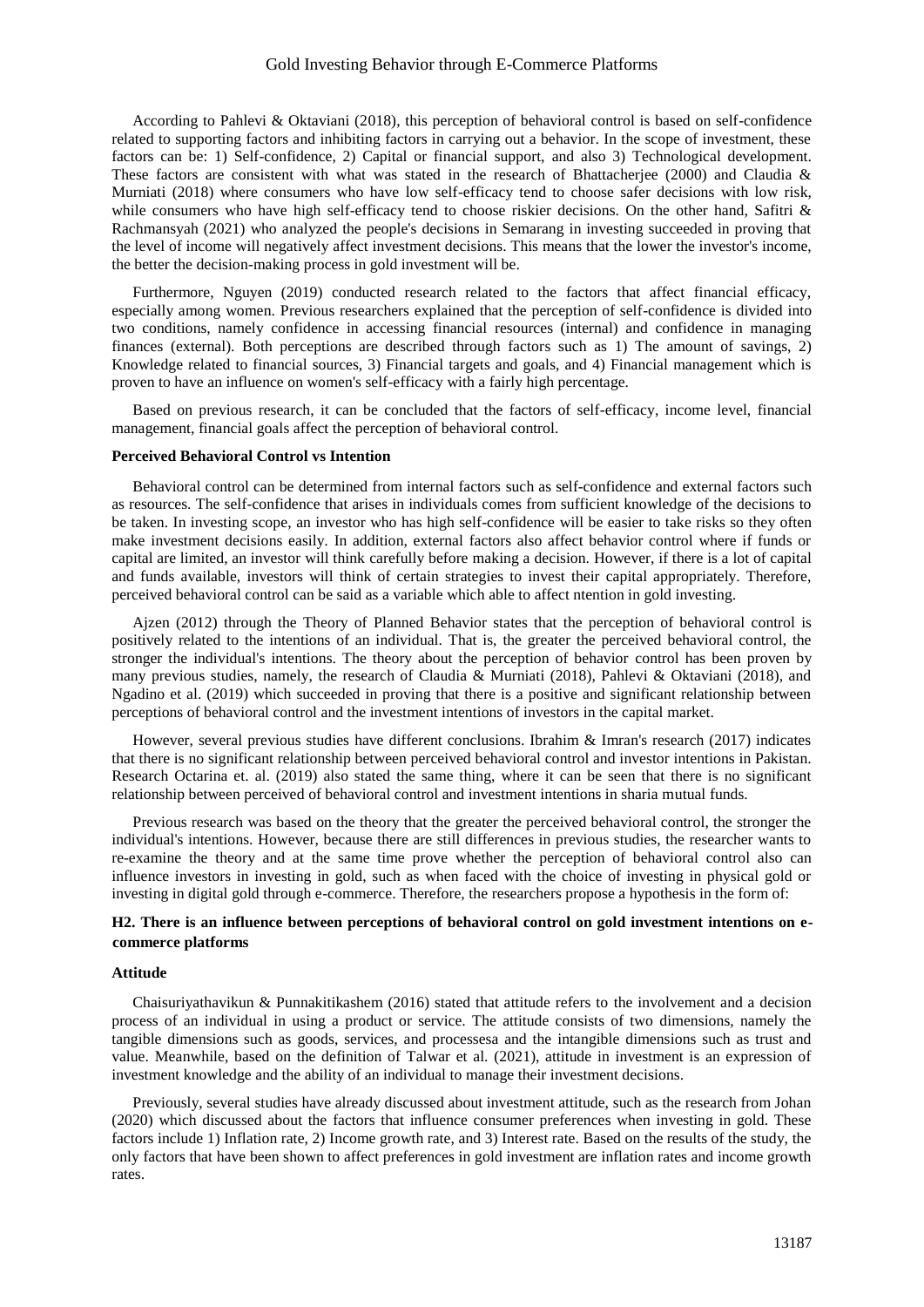According to Pahlevi & Oktaviani (2018), this perception of behavioral control is based on self-confidence related to supporting factors and inhibiting factors in carrying out a behavior. In the scope of investment, these factors can be: 1) Self-confidence, 2) Capital or financial support, and also 3) Technological development. These factors are consistent with what was stated in the research of Bhattacherjee (2000) and Claudia & Murniati (2018) where consumers who have low self-efficacy tend to choose safer decisions with low risk, while consumers who have high self-efficacy tend to choose riskier decisions. On the other hand, Safitri & Rachmansyah (2021) who analyzed the people's decisions in Semarang in investing succeeded in proving that the level of income will negatively affect investment decisions. This means that the lower the investor's income, the better the decision-making process in gold investment will be.

Furthermore, Nguyen (2019) conducted research related to the factors that affect financial efficacy, especially among women. Previous researchers explained that the perception of self-confidence is divided into two conditions, namely confidence in accessing financial resources (internal) and confidence in managing finances (external). Both perceptions are described through factors such as 1) The amount of savings, 2) Knowledge related to financial sources, 3) Financial targets and goals, and 4) Financial management which is proven to have an influence on women's self-efficacy with a fairly high percentage.

Based on previous research, it can be concluded that the factors of self-efficacy, income level, financial management, financial goals affect the perception of behavioral control.

**Perceived Behavioral Control vs Intention**

Behavioral control can be determined from internal factors such as self-confidence and external factors such as resources. The self-confidence that arises in individuals comes from sufficient knowledge of the decisions to be taken. In investing scope, an investor who has high self-confidence will be easier to take risks so they often make investment decisions easily. In addition, external factors also affect behavior control where if funds or capital are limited, an investor will think carefully before making a decision. However, if there is a lot of capital and funds available, investors will think of certain strategies to invest their capital appropriately. Therefore, perceived behavioral control can be said as a variable which able to affect ntention in gold investing.

Ajzen (2012) through the Theory of Planned Behavior states that the perception of behavioral control is positively related to the intentions of an individual. That is, the greater the perceived behavioral control, the stronger the individual's intentions. The theory about the perception of behavior control has been proven by many previous studies, namely, the research of Claudia & Murniati (2018), Pahlevi & Oktaviani (2018), and Ngadino et al. (2019) which succeeded in proving that there is a positive and significant relationship between perceptions of behavioral control and the investment intentions of investors in the capital market.

However, several previous studies have different conclusions. Ibrahim & Imran's research (2017) indicates that there is no significant relationship between perceived behavioral control and investor intentions in Pakistan. Research Octarina et. al. (2019) also stated the same thing, where it can be seen that there is no significant relationship between perceived of behavioral control and investment intentions in sharia mutual funds.

Previous research was based on the theory that the greater the perceived behavioral control, the stronger the individual's intentions. However, because there are still differences in previous studies, the researcher wants to re-examine the theory and at the same time prove whether the perception of behavioral control also can influence investors in investing in gold, such as when faced with the choice of investing in physical gold or investing in digital gold through e-commerce. Therefore, the researchers propose a hypothesis in the form of:

**H2. There is an influence between perceptions of behavioral control on gold investment intentions on e-commerce platforms**

**Attitude**

Chaisuriyathavikun & Punnakitikashem (2016) stated that attitude refers to the involvement and a decision process of an individual in using a product or service. The attitude consists of two dimensions, namely the tangible dimensions such as goods, services, and processesa and the intangible dimensions such as trust and value. Meanwhile, based on the definition of Talwar et al. (2021), attitude in investment is an expression of investment knowledge and the ability of an individual to manage their investment decisions.

Previously, several studies have already discussed about investment attitude, such as the research from Johan (2020) which discussed about the factors that influence consumer preferences when investing in gold. These factors include 1) Inflation rate, 2) Income growth rate, and 3) Interest rate. Based on the results of the study, the only factors that have been shown to affect preferences in gold investment are inflation rates and income growth rates.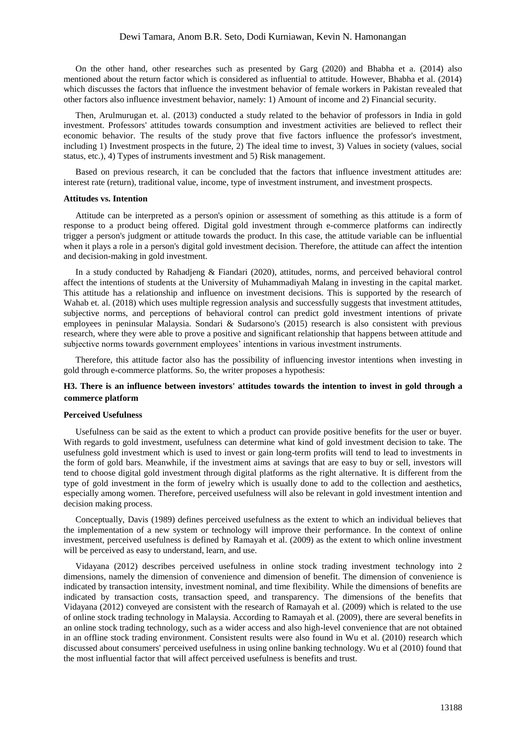On the other hand, other researches such as presented by Garg (2020) and Bhabha et a. (2014) also mentioned about the return factor which is considered as influential to attitude. However, Bhabha et al. (2014) which discusses the factors that influence the investment behavior of female workers in Pakistan revealed that other factors also influence investment behavior, namely: 1) Amount of income and 2) Financial security.

Then, Arulmurugan et. al. (2013) conducted a study related to the behavior of professors in India in gold investment. Professors' attitudes towards consumption and investment activities are believed to reflect their economic behavior. The results of the study prove that five factors influence the professor's investment, including 1) Investment prospects in the future, 2) The ideal time to invest, 3) Values in society (values, social status, etc.), 4) Types of instruments investment and 5) Risk management.

Based on previous research, it can be concluded that the factors that influence investment attitudes are: interest rate (return), traditional value, income, type of investment instrument, and investment prospects.

**Attitudes vs. Intention**

Attitude can be interpreted as a person's opinion or assessment of something as this attitude is a form of response to a product being offered. Digital gold investment through e-commerce platforms can indirectly trigger a person's judgment or attitude towards the product. In this case, the attitude variable can be influential when it plays a role in a person's digital gold investment decision. Therefore, the attitude can affect the intention and decision-making in gold investment.

In a study conducted by Rahadjeng & Fiandari (2020), attitudes, norms, and perceived behavioral control affect the intentions of students at the University of Muhammadiyah Malang in investing in the capital market. This attitude has a relationship and influence on investment decisions. This is supported by the research of Wahab et. al. (2018) which uses multiple regression analysis and successfully suggests that investment attitudes, subjective norms, and perceptions of behavioral control can predict gold investment intentions of private employees in peninsular Malaysia. Sondari & Sudarsono's (2015) research is also consistent with previous research, where they were able to prove a positive and significant relationship that happens between attitude and subjective norms towards government employees' intentions in various investment instruments.

Therefore, this attitude factor also has the possibility of influencing investor intentions when investing in gold through e-commerce platforms. So, the writer proposes a hypothesis:

**H3. There is an influence between investors' attitudes towards the intention to invest in gold through a commerce platform**

**Perceived Usefulness**

Usefulness can be said as the extent to which a product can provide positive benefits for the user or buyer. With regards to gold investment, usefulness can determine what kind of gold investment decision to take. The usefulness gold investment which is used to invest or gain long-term profits will tend to lead to investments in the form of gold bars. Meanwhile, if the investment aims at savings that are easy to buy or sell, investors will tend to choose digital gold investment through digital platforms as the right alternative. It is different from the type of gold investment in the form of jewelry which is usually done to add to the collection and aesthetics, especially among women. Therefore, perceived usefulness will also be relevant in gold investment intention and decision making process.

Conceptually, Davis (1989) defines perceived usefulness as the extent to which an individual believes that the implementation of a new system or technology will improve their performance. In the context of online investment, perceived usefulness is defined by Ramayah et al. (2009) as the extent to which online investment will be perceived as easy to understand, learn, and use.

Vidayana (2012) describes perceived usefulness in online stock trading investment technology into 2 dimensions, namely the dimension of convenience and dimension of benefit. The dimension of convenience is indicated by transaction intensity, investment nominal, and time flexibility. While the dimensions of benefits are indicated by transaction costs, transaction speed, and transparency. The dimensions of the benefits that Vidayana (2012) conveyed are consistent with the research of Ramayah et al. (2009) which is related to the use of online stock trading technology in Malaysia. According to Ramayah et al. (2009), there are several benefits in an online stock trading technology, such as a wider access and also high-level convenience that are not obtained in an offline stock trading environment. Consistent results were also found in Wu et al. (2010) research which discussed about consumers' perceived usefulness in using online banking technology. Wu et al (2010) found that the most influential factor that will affect perceived usefulness is benefits and trust.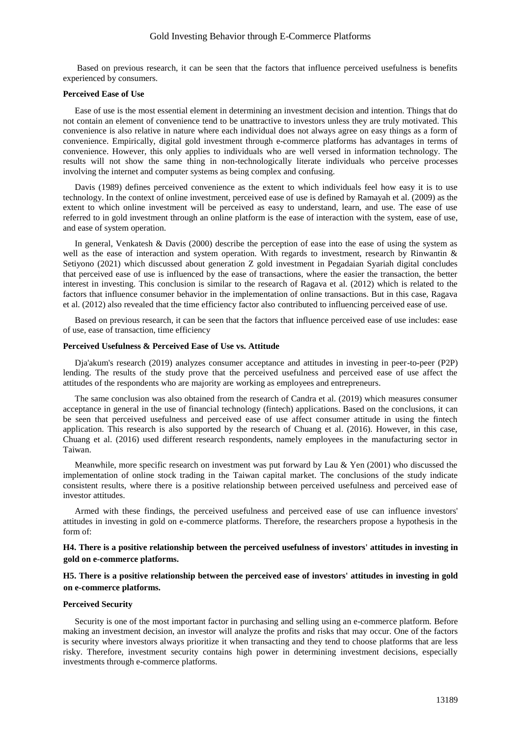Based on previous research, it can be seen that the factors that influence perceived usefulness is benefits experienced by consumers.

**Perceived Ease of Use**

Ease of use is the most essential element in determining an investment decision and intention. Things that do not contain an element of convenience tend to be unattractive to investors unless they are truly motivated. This convenience is also relative in nature where each individual does not always agree on easy things as a form of convenience. Empirically, digital gold investment through e-commerce platforms has advantages in terms of convenience. However, this only applies to individuals who are well versed in information technology. The results will not show the same thing in non-technologically literate individuals who perceive processes involving the internet and computer systems as being complex and confusing.

Davis (1989) defines perceived convenience as the extent to which individuals feel how easy it is to use technology. In the context of online investment, perceived ease of use is defined by Ramayah et al. (2009) as the extent to which online investment will be perceived as easy to understand, learn, and use. The ease of use referred to in gold investment through an online platform is the ease of interaction with the system, ease of use, and ease of system operation.

In general, Venkatesh & Davis (2000) describe the perception of ease into the ease of using the system as well as the ease of interaction and system operation. With regards to investment, research by Rinwantin & Setiyono (2021) which discussed about generation Z gold investment in Pegadaian Syariah digital concludes that perceived ease of use is influenced by the ease of transactions, where the easier the transaction, the better interest in investing. This conclusion is similar to the research of Ragava et al. (2012) which is related to the factors that influence consumer behavior in the implementation of online transactions. But in this case, Ragava et al. (2012) also revealed that the time efficiency factor also contributed to influencing perceived ease of use.

Based on previous research, it can be seen that the factors that influence perceived ease of use includes: ease of use, ease of transaction, time efficiency

**Perceived Usefulness & Perceived Ease of Use vs. Attitude**

Dja'akum's research (2019) analyzes consumer acceptance and attitudes in investing in peer-to-peer (P2P) lending. The results of the study prove that the perceived usefulness and perceived ease of use affect the attitudes of the respondents who are majority are working as employees and entrepreneurs.

The same conclusion was also obtained from the research of Candra et al. (2019) which measures consumer acceptance in general in the use of financial technology (fintech) applications. Based on the conclusions, it can be seen that perceived usefulness and perceived ease of use affect consumer attitude in using the fintech application. This research is also supported by the research of Chuang et al. (2016). However, in this case, Chuang et al. (2016) used different research respondents, namely employees in the manufacturing sector in Taiwan.

Meanwhile, more specific research on investment was put forward by Lau & Yen (2001) who discussed the implementation of online stock trading in the Taiwan capital market. The conclusions of the study indicate consistent results, where there is a positive relationship between perceived usefulness and perceived ease of investor attitudes.

Armed with these findings, the perceived usefulness and perceived ease of use can influence investors' attitudes in investing in gold on e-commerce platforms. Therefore, the researchers propose a hypothesis in the form of:

**H4. There is a positive relationship between the perceived usefulness of investors' attitudes in investing in gold on e-commerce platforms.**

**H5. There is a positive relationship between the perceived ease of investors' attitudes in investing in gold on e-commerce platforms.**

**Perceived Security**

Security is one of the most important factor in purchasing and selling using an e-commerce platform. Before making an investment decision, an investor will analyze the profits and risks that may occur. One of the factors is security where investors always prioritize it when transacting and they tend to choose platforms that are less risky. Therefore, investment security contains high power in determining investment decisions, especially investments through e-commerce platforms.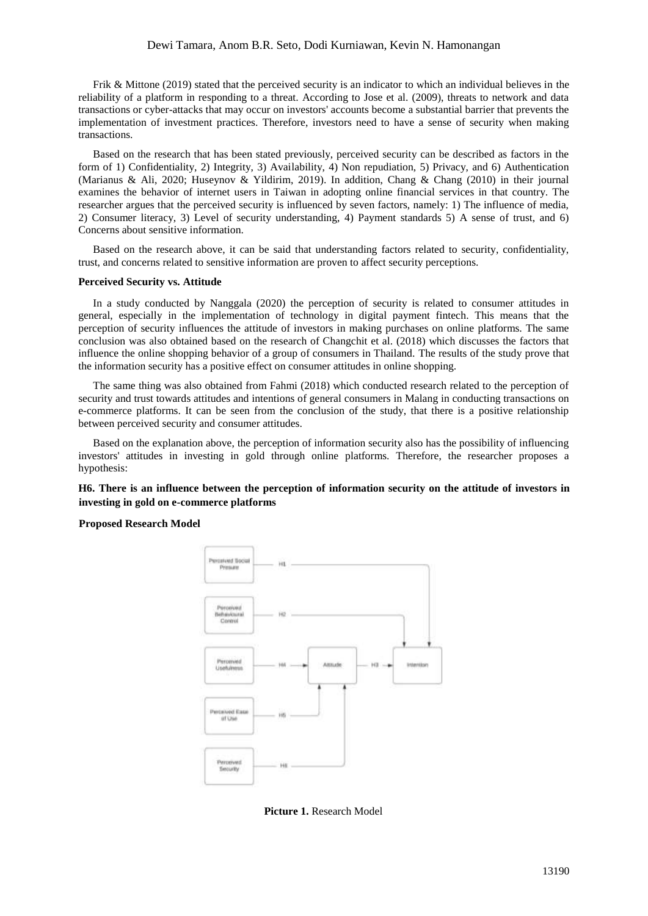Frik & Mittone (2019) stated that the perceived security is an indicator to which an individual believes in the reliability of a platform in responding to a threat. According to Jose et al. (2009), threats to network and data transactions or cyber-attacks that may occur on investors' accounts become a substantial barrier that prevents the implementation of investment practices. Therefore, investors need to have a sense of security when making transactions.

Based on the research that has been stated previously, perceived security can be described as factors in the form of 1) Confidentiality, 2) Integrity, 3) Availability, 4) Non repudiation, 5) Privacy, and 6) Authentication (Marianus & Ali, 2020; Huseynov & Yildirim, 2019). In addition, Chang & Chang (2010) in their journal examines the behavior of internet users in Taiwan in adopting online financial services in that country. The researcher argues that the perceived security is influenced by seven factors, namely: 1) The influence of media, 2) Consumer literacy, 3) Level of security understanding, 4) Payment standards 5) A sense of trust, and 6) Concerns about sensitive information.

Based on the research above, it can be said that understanding factors related to security, confidentiality, trust, and concerns related to sensitive information are proven to affect security perceptions.

**Perceived Security vs. Attitude**

In a study conducted by Nanggala (2020) the perception of security is related to consumer attitudes in general, especially in the implementation of technology in digital payment fintech. This means that the perception of security influences the attitude of investors in making purchases on online platforms. The same conclusion was also obtained based on the research of Changchit et al. (2018) which discusses the factors that influence the online shopping behavior of a group of consumers in Thailand. The results of the study prove that the information security has a positive effect on consumer attitudes in online shopping.

The same thing was also obtained from Fahmi (2018) which conducted research related to the perception of security and trust towards attitudes and intentions of general consumers in Malang in conducting transactions on e-commerce platforms. It can be seen from the conclusion of the study, that there is a positive relationship between perceived security and consumer attitudes.

Based on the explanation above, the perception of information security also has the possibility of influencing investors' attitudes in investing in gold through online platforms. Therefore, the researcher proposes a hypothesis:

**H6. There is an influence between the perception of information security on the attitude of investors in investing in gold on e-commerce platforms**

**Proposed Research Model**

**Picture 1.** Research Model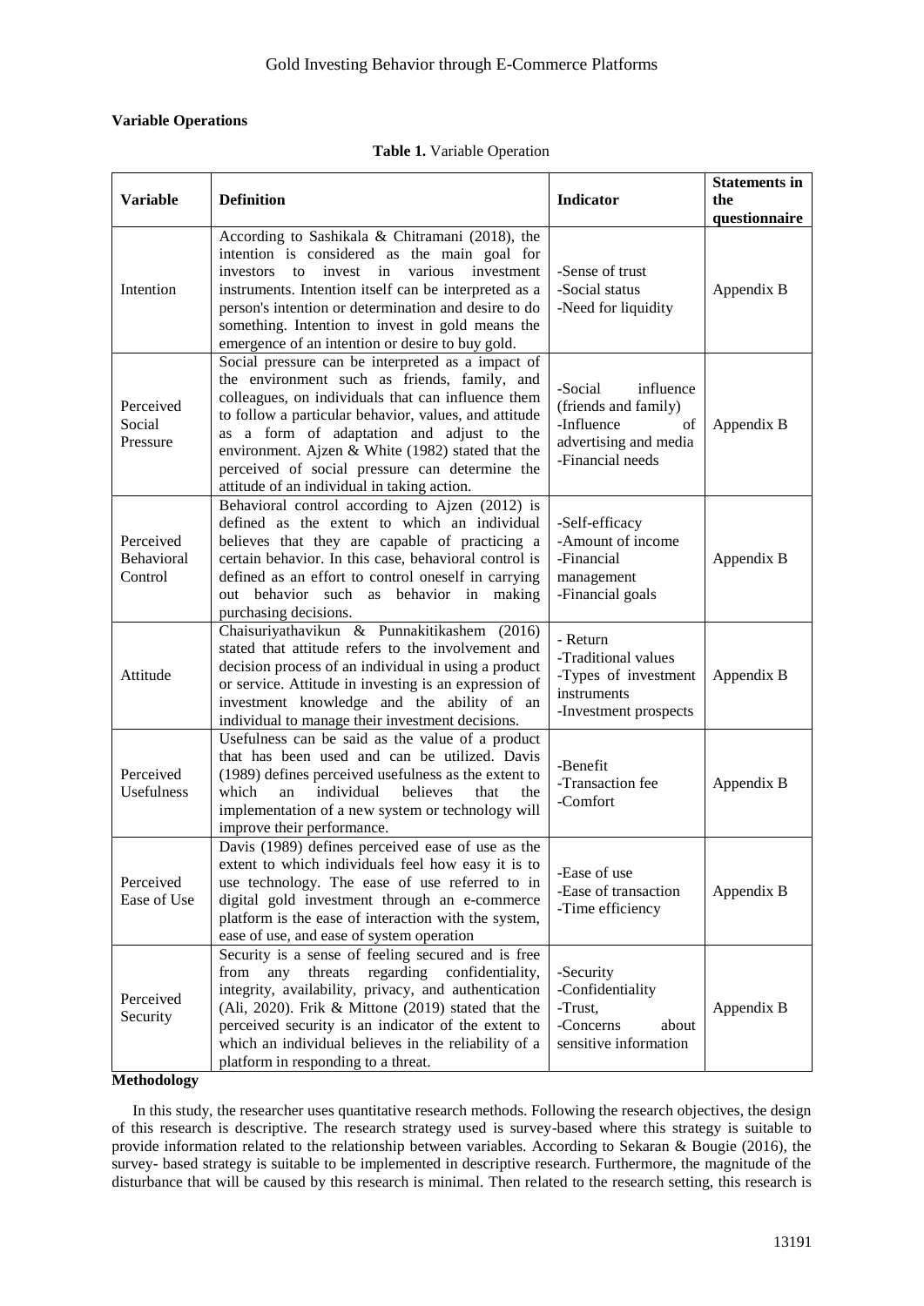**Variable Operations**

**Table 1.** Variable Operation

| Variable | Definition | Indicator | Statements in the questionnaire |
|---|---|---|---|
| Intention | According to Sashikala & Chitramani (2018), the intention is considered as the main goal for investors to invest in various investment instruments. Intention itself can be interpreted as a person's intention or determination and desire to do something. Intention to invest in gold means the emergence of an intention or desire to buy gold. | -Sense of trust<br>-Social status<br>-Need for liquidity | Appendix B |
| Perceived Social Pressure | Social pressure can be interpreted as a impact of the environment such as friends, family, and colleagues, on individuals that can influence them to follow a particular behavior, values, and attitude as a form of adaptation and adjust to the environment. Ajzen & White (1982) stated that the perceived of social pressure can determine the attitude of an individual in taking action. | -Social influence (friends and family)<br>-Influence of advertising and media<br>-Financial needs | Appendix B |
| Perceived Behavioral Control | Behavioral control according to Ajzen (2012) is defined as the extent to which an individual believes that they are capable of practicing a certain behavior. In this case, behavioral control is defined as an effort to control oneself in carrying out behavior such as behavior in making purchasing decisions. | -Self-efficacy<br>-Amount of income<br>-Financial management<br>-Financial goals | Appendix B |
| Attitude | Chaisuriyathavikun & Punnakitikashem (2016) stated that attitude refers to the involvement and decision process of an individual in using a product or service. Attitude in investing is an expression of investment knowledge and the ability of an individual to manage their investment decisions. | - Return<br>-Traditional values<br>-Types of investment instruments<br>-Investment prospects | Appendix B |
| Perceived Usefulness | Usefulness can be said as the value of a product that has been used and can be utilized. Davis (1989) defines perceived usefulness as the extent to which an individual believes that the implementation of a new system or technology will improve their performance. | -Benefit<br>-Transaction fee<br>-Comfort | Appendix B |
| Perceived Ease of Use | Davis (1989) defines perceived ease of use as the extent to which individuals feel how easy it is to use technology. The ease of use referred to in digital gold investment through an e-commerce platform is the ease of interaction with the system, ease of use, and ease of system operation | -Ease of use<br>-Ease of transaction<br>-Time efficiency | Appendix B |
| Perceived Security | Security is a sense of feeling secured and is free from any threats regarding confidentiality, integrity, availability, privacy, and authentication (Ali, 2020). Frik & Mittone (2019) stated that the perceived security is an indicator of the extent to which an individual believes in the reliability of a platform in responding to a threat. | -Security<br>-Confidentiality<br>-Trust,<br>-Concerns about sensitive information | Appendix B |

**Methodology**

In this study, the researcher uses quantitative research methods. Following the research objectives, the design of this research is descriptive. The research strategy used is survey-based where this strategy is suitable to provide information related to the relationship between variables. According to Sekaran & Bougie (2016), the survey- based strategy is suitable to be implemented in descriptive research. Furthermore, the magnitude of the disturbance that will be caused by this research is minimal. Then related to the research setting, this research is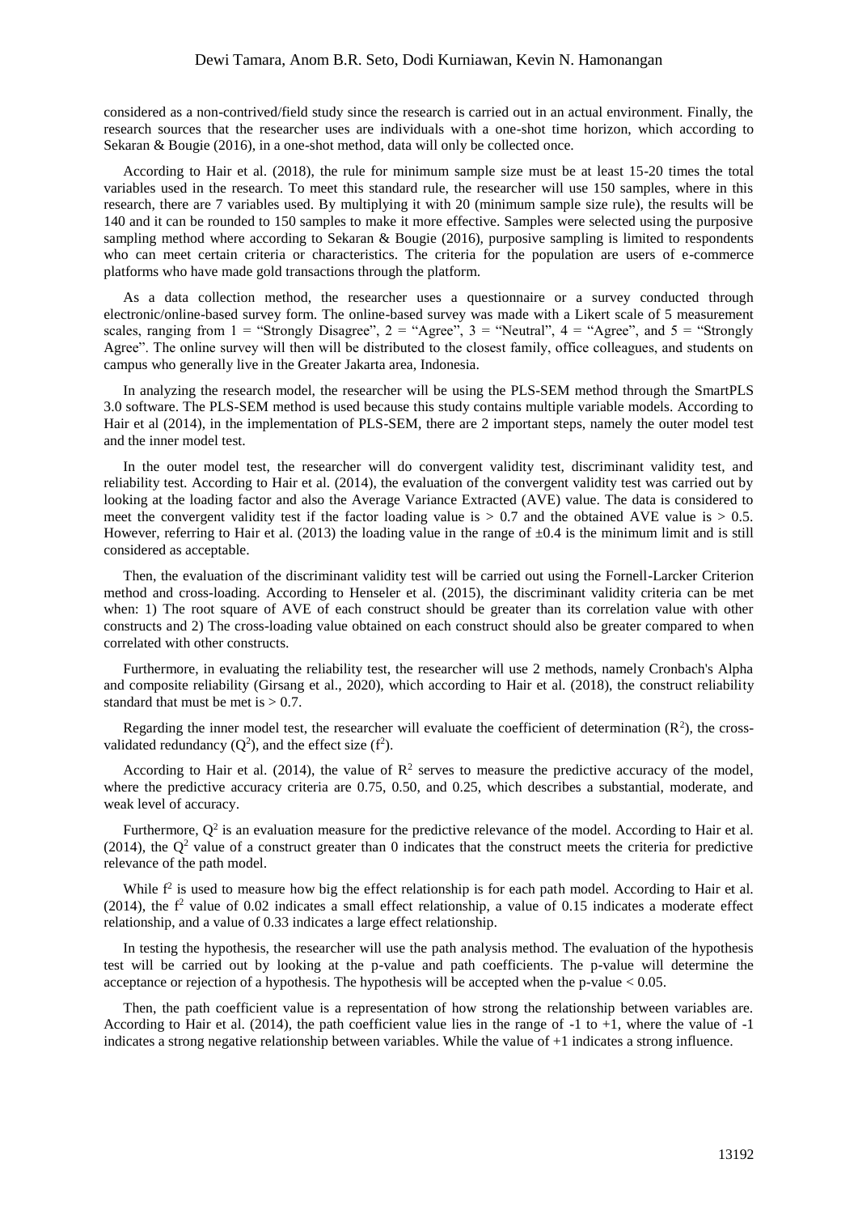considered as a non-contrived/field study since the research is carried out in an actual environment. Finally, the research sources that the researcher uses are individuals with a one-shot time horizon, which according to Sekaran & Bougie (2016), in a one-shot method, data will only be collected once.

According to Hair et al. (2018), the rule for minimum sample size must be at least 15-20 times the total variables used in the research. To meet this standard rule, the researcher will use 150 samples, where in this research, there are 7 variables used. By multiplying it with 20 (minimum sample size rule), the results will be 140 and it can be rounded to 150 samples to make it more effective. Samples were selected using the purposive sampling method where according to Sekaran & Bougie (2016), purposive sampling is limited to respondents who can meet certain criteria or characteristics. The criteria for the population are users of e-commerce platforms who have made gold transactions through the platform.

As a data collection method, the researcher uses a questionnaire or a survey conducted through electronic/online-based survey form. The online-based survey was made with a Likert scale of 5 measurement scales, ranging from 1 = "Strongly Disagree", 2 = "Agree", 3 = "Neutral", 4 = "Agree", and 5 = "Strongly Agree". The online survey will then will be distributed to the closest family, office colleagues, and students on campus who generally live in the Greater Jakarta area, Indonesia.

In analyzing the research model, the researcher will be using the PLS-SEM method through the SmartPLS 3.0 software. The PLS-SEM method is used because this study contains multiple variable models. According to Hair et al (2014), in the implementation of PLS-SEM, there are 2 important steps, namely the outer model test and the inner model test.

In the outer model test, the researcher will do convergent validity test, discriminant validity test, and reliability test. According to Hair et al. (2014), the evaluation of the convergent validity test was carried out by looking at the loading factor and also the Average Variance Extracted (AVE) value. The data is considered to meet the convergent validity test if the factor loading value is $> 0.7$ and the obtained AVE value is $> 0.5$. However, referring to Hair et al. (2013) the loading value in the range of $\pm 0.4$ is the minimum limit and is still considered as acceptable.

Then, the evaluation of the discriminant validity test will be carried out using the Fornell-Larcker Criterion method and cross-loading. According to Henseler et al. (2015), the discriminant validity criteria can be met when: 1) The root square of AVE of each construct should be greater than its correlation value with other constructs and 2) The cross-loading value obtained on each construct should also be greater compared to when correlated with other constructs.

Furthermore, in evaluating the reliability test, the researcher will use 2 methods, namely Cronbach's Alpha and composite reliability (Girsang et al., 2020), which according to Hair et al. (2018), the construct reliability standard that must be met is $> 0.7$.

Regarding the inner model test, the researcher will evaluate the coefficient of determination ($R^2$), the cross-validated redundancy ($Q^2$), and the effect size ($f^2$).

According to Hair et al. (2014), the value of $R^2$ serves to measure the predictive accuracy of the model, where the predictive accuracy criteria are 0.75, 0.50, and 0.25, which describes a substantial, moderate, and weak level of accuracy.

Furthermore, $Q^2$ is an evaluation measure for the predictive relevance of the model. According to Hair et al. (2014), the $Q^2$ value of a construct greater than 0 indicates that the construct meets the criteria for predictive relevance of the path model.

While $f^2$ is used to measure how big the effect relationship is for each path model. According to Hair et al. (2014), the $f^2$ value of 0.02 indicates a small effect relationship, a value of 0.15 indicates a moderate effect relationship, and a value of 0.33 indicates a large effect relationship.

In testing the hypothesis, the researcher will use the path analysis method. The evaluation of the hypothesis test will be carried out by looking at the p-value and path coefficients. The p-value will determine the acceptance or rejection of a hypothesis. The hypothesis will be accepted when the p-value $< 0.05$.

Then, the path coefficient value is a representation of how strong the relationship between variables are. According to Hair et al. (2014), the path coefficient value lies in the range of -1 to +1, where the value of -1 indicates a strong negative relationship between variables. While the value of +1 indicates a strong influence.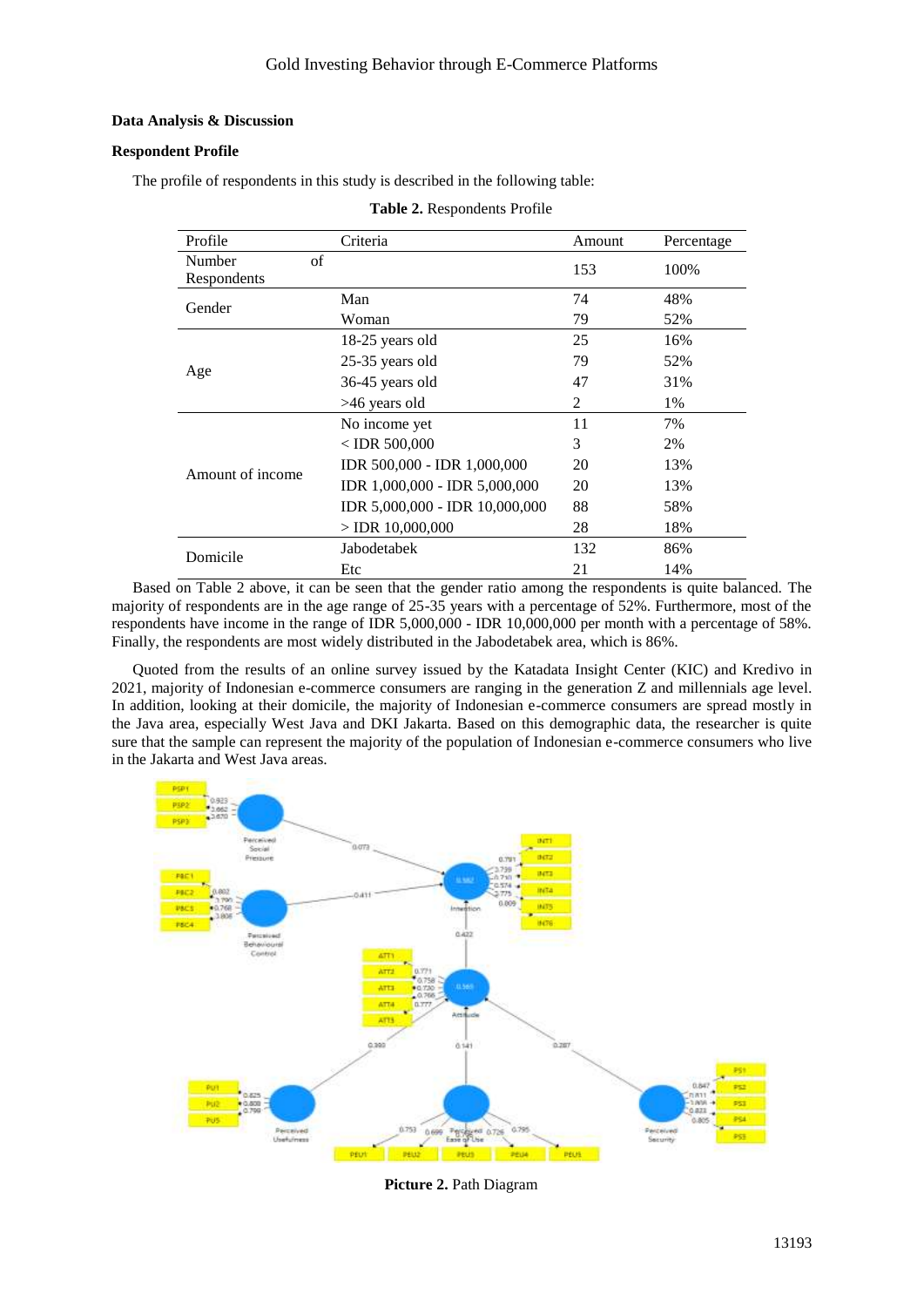## Data Analysis & Discussion

### Respondent Profile

The profile of respondents in this study is described in the following table:

**Table 2.** Respondents Profile

| Profile | Criteria | Amount | Percentage |
|---|---|---|---|
| Number of Respondents | | 153 | 100% |
| Gender | Man | 74 | 48% |
| | Woman | 79 | 52% |
| Age | 18-25 years old | 25 | 16% |
| | 25-35 years old | 79 | 52% |
| | 36-45 years old | 47 | 31% |
| | >46 years old | 2 | 1% |
| Amount of income | No income yet | 11 | 7% |
| | < IDR 500,000 | 3 | 2% |
| | IDR 500,000 - IDR 1,000,000 | 20 | 13% |
| | IDR 1,000,000 - IDR 5,000,000 | 20 | 13% |
| | IDR 5,000,000 - IDR 10,000,000 | 88 | 58% |
| | > IDR 10,000,000 | 28 | 18% |
| Domicile | Jabodetabek | 132 | 86% |
| | Etc | 21 | 14% |

Based on Table 2 above, it can be seen that the gender ratio among the respondents is quite balanced. The majority of respondents are in the age range of 25-35 years with a percentage of 52%. Furthermore, most of the respondents have income in the range of IDR 5,000,000 - IDR 10,000,000 per month with a percentage of 58%. Finally, the respondents are most widely distributed in the Jabodetabek area, which is 86%.

Quoted from the results of an online survey issued by the Katadata Insight Center (KIC) and Kredivo in 2021, majority of Indonesian e-commerce consumers are ranging in the generation Z and millennials age level. In addition, looking at their domicile, the majority of Indonesian e-commerce consumers are spread mostly in the Java area, especially West Java and DKI Jakarta. Based on this demographic data, the researcher is quite sure that the sample can represent the majority of the population of Indonesian e-commerce consumers who live in the Jakarta and West Java areas.

**Picture 2.** Path Diagram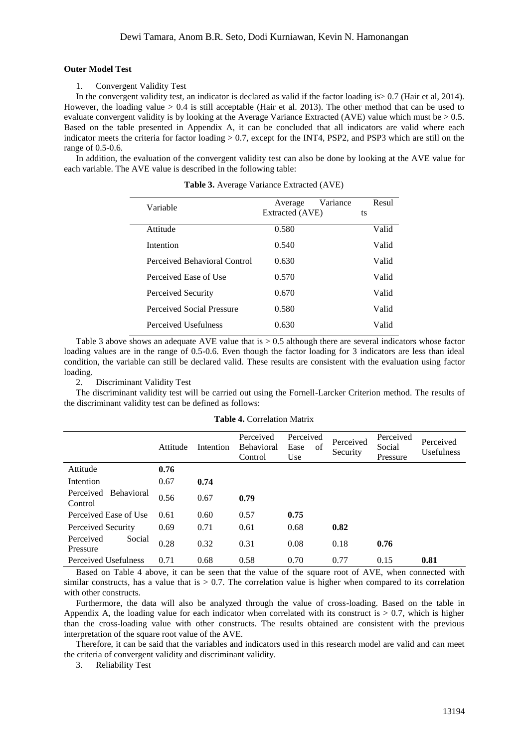**Outer Model Test**

1. Convergent Validity Test

In the convergent validity test, an indicator is declared as valid if the factor loading is> 0.7 (Hair et al, 2014). However, the loading value > 0.4 is still acceptable (Hair et al. 2013). The other method that can be used to evaluate convergent validity is by looking at the Average Variance Extracted (AVE) value which must be > 0.5. Based on the table presented in Appendix A, it can be concluded that all indicators are valid where each indicator meets the criteria for factor loading > 0.7, except for the INT4, PSP2, and PSP3 which are still on the range of 0.5-0.6.

In addition, the evaluation of the convergent validity test can also be done by looking at the AVE value for each variable. The AVE value is described in the following table:

**Table 3.** Average Variance Extracted (AVE)

| Variable | Average Variance Extracted (AVE) | Results |
|---|---|---|
| Attitude | 0.580 | Valid |
| Intention | 0.540 | Valid |
| Perceived Behavioral Control | 0.630 | Valid |
| Perceived Ease of Use | 0.570 | Valid |
| Perceived Security | 0.670 | Valid |
| Perceived Social Pressure | 0.580 | Valid |
| Perceived Usefulness | 0.630 | Valid |

Table 3 above shows an adequate AVE value that is > 0.5 although there are several indicators whose factor loading values are in the range of 0.5-0.6. Even though the factor loading for 3 indicators are less than ideal condition, the variable can still be declared valid. These results are consistent with the evaluation using factor loading.

2. Discriminant Validity Test

The discriminant validity test will be carried out using the Fornell-Larcker Criterion method. The results of the discriminant validity test can be defined as follows:

**Table 4.** Correlation Matrix

| | Attitude | Intention | Perceived Behavioral Control | Perceived Ease of Use | Perceived Security | Perceived Social Pressure | Perceived Usefulness |
|---|---|---|---|---|---|---|---|
| Attitude | **0.76** | | | | | | |
| Intention | 0.67 | **0.74** | | | | | |
| Perceived Behavioral Control | 0.56 | 0.67 | **0.79** | | | | |
| Perceived Ease of Use | 0.61 | 0.60 | 0.57 | **0.75** | | | |
| Perceived Security | 0.69 | 0.71 | 0.61 | 0.68 | **0.82** | | |
| Perceived Social Pressure | 0.28 | 0.32 | 0.31 | 0.08 | 0.18 | **0.76** | |
| Perceived Usefulness | 0.71 | 0.68 | 0.58 | 0.70 | 0.77 | 0.15 | **0.81** |

Based on Table 4 above, it can be seen that the value of the square root of AVE, when connected with similar constructs, has a value that is > 0.7. The correlation value is higher when compared to its correlation with other constructs.

Furthermore, the data will also be analyzed through the value of cross-loading. Based on the table in Appendix A, the loading value for each indicator when correlated with its construct is > 0.7, which is higher than the cross-loading value with other constructs. The results obtained are consistent with the previous interpretation of the square root value of the AVE.

Therefore, it can be said that the variables and indicators used in this research model are valid and can meet the criteria of convergent validity and discriminant validity.

3. Reliability Test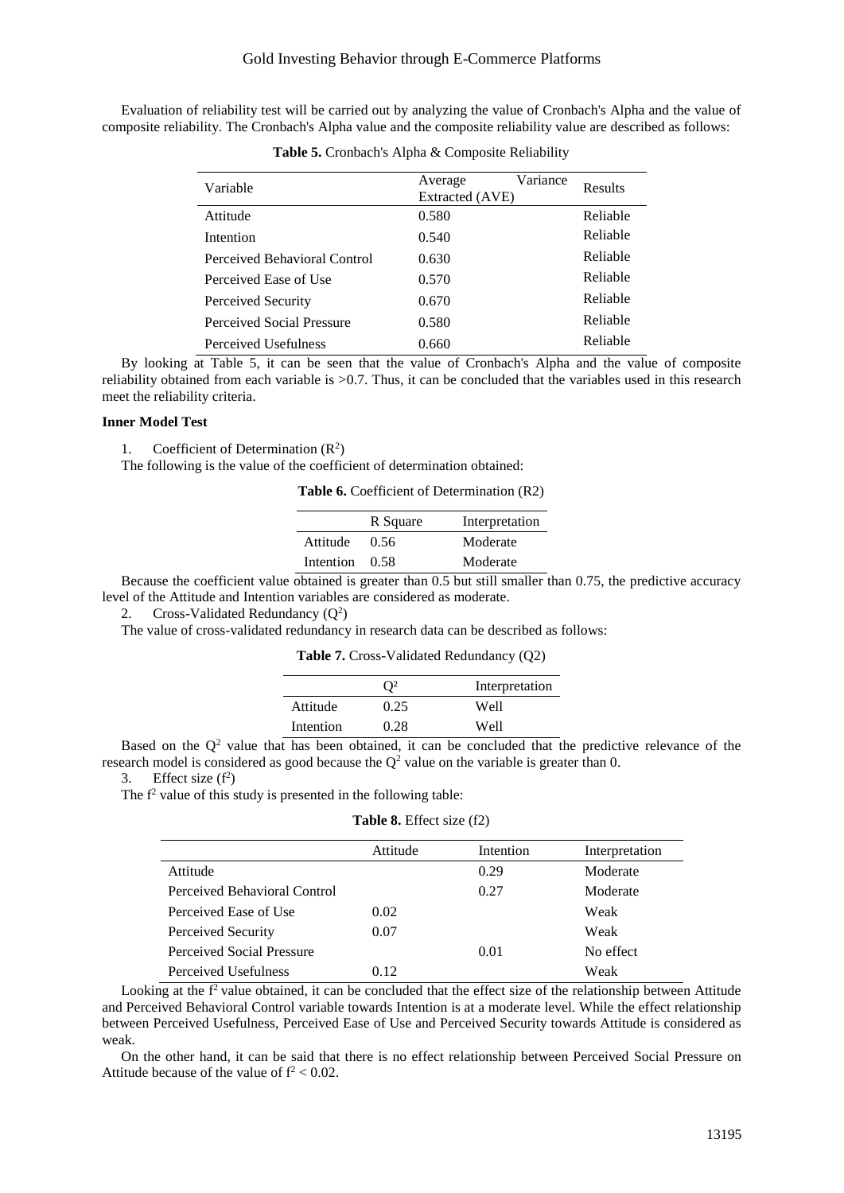Evaluation of reliability test will be carried out by analyzing the value of Cronbach's Alpha and the value of composite reliability. The Cronbach's Alpha value and the composite reliability value are described as follows:

**Table 5.** Cronbach's Alpha & Composite Reliability

| Variable | Average Variance Extracted (AVE) | Results |
|---|---|---|
| Attitude | 0.580 | Reliable |
| Intention | 0.540 | Reliable |
| Perceived Behavioral Control | 0.630 | Reliable |
| Perceived Ease of Use | 0.570 | Reliable |
| Perceived Security | 0.670 | Reliable |
| Perceived Social Pressure | 0.580 | Reliable |
| Perceived Usefulness | 0.660 | Reliable |

By looking at Table 5, it can be seen that the value of Cronbach's Alpha and the value of composite reliability obtained from each variable is >0.7. Thus, it can be concluded that the variables used in this research meet the reliability criteria.

**Inner Model Test**

1. Coefficient of Determination ($R^2$)

The following is the value of the coefficient of determination obtained:

**Table 6.** Coefficient of Determination (R2)

| | R Square | Interpretation |
|---|---|---|
| Attitude | 0.56 | Moderate |
| Intention | 0.58 | Moderate |

Because the coefficient value obtained is greater than 0.5 but still smaller than 0.75, the predictive accuracy level of the Attitude and Intention variables are considered as moderate.

2. Cross-Validated Redundancy ($Q^2$)

The value of cross-validated redundancy in research data can be described as follows:

**Table 7.** Cross-Validated Redundancy (Q2)

| | $Q^2$ | Interpretation |
|---|---|---|
| Attitude | 0.25 | Well |
| Intention | 0.28 | Well |

Based on the $Q^2$ value that has been obtained, it can be concluded that the predictive relevance of the research model is considered as good because the $Q^2$ value on the variable is greater than 0.

3. Effect size ($f^2$)

The $f^2$ value of this study is presented in the following table:

**Table 8.** Effect size (f2)

| | Attitude | Intention | Interpretation |
|---|---|---|---|
| Attitude | | 0.29 | Moderate |
| Perceived Behavioral Control | | 0.27 | Moderate |
| Perceived Ease of Use | 0.02 | | Weak |
| Perceived Security | 0.07 | | Weak |
| Perceived Social Pressure | | 0.01 | No effect |
| Perceived Usefulness | 0.12 | | Weak |

Looking at the $f^2$ value obtained, it can be concluded that the effect size of the relationship between Attitude and Perceived Behavioral Control variable towards Intention is at a moderate level. While the effect relationship between Perceived Usefulness, Perceived Ease of Use and Perceived Security towards Attitude is considered as weak.

On the other hand, it can be said that there is no effect relationship between Perceived Social Pressure on Attitude because of the value of $f^2 < 0.02$.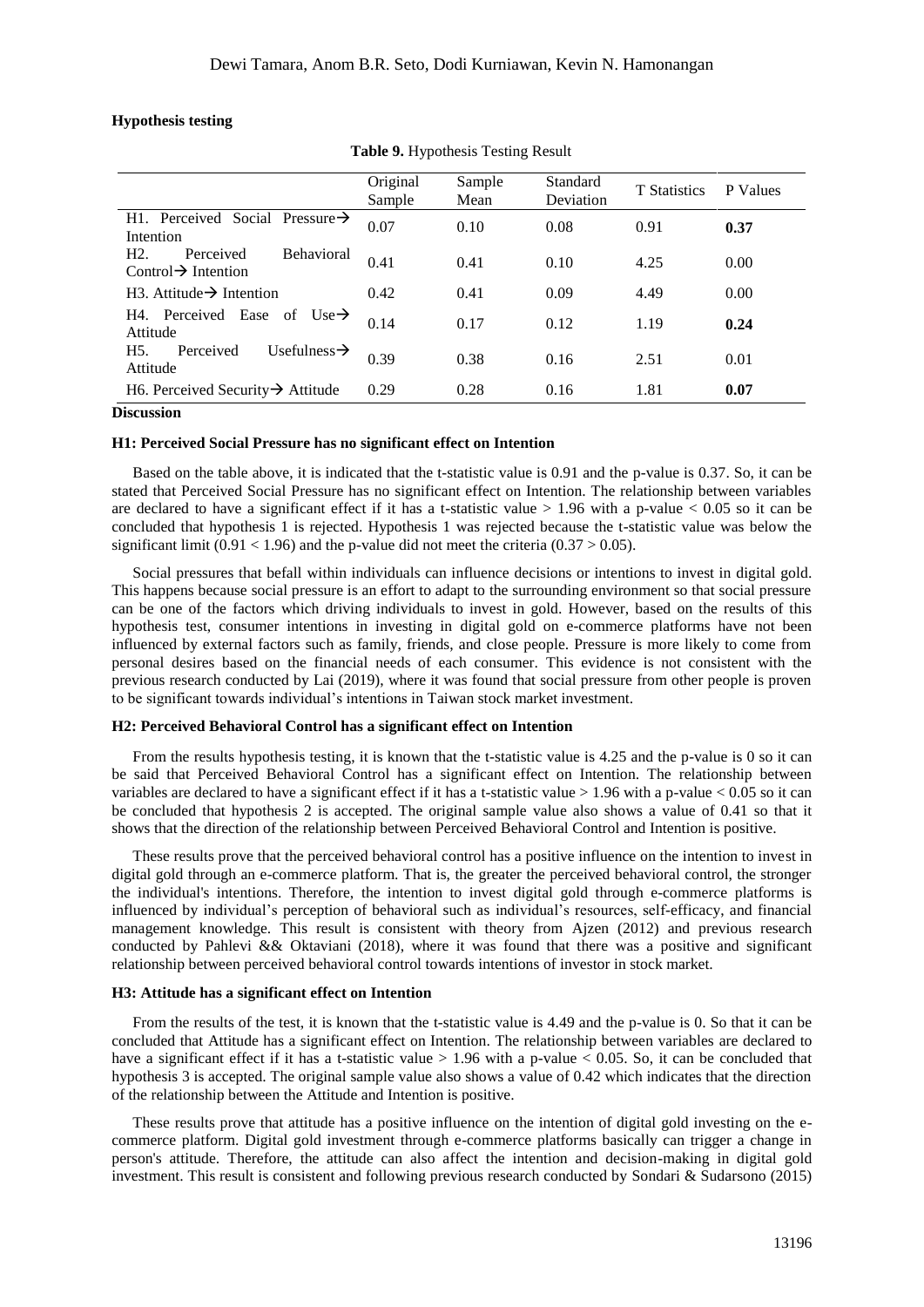**Hypothesis testing**

**Table 9.** Hypothesis Testing Result

| | Original Sample | Sample Mean | Standard Deviation | T Statistics | P Values |
|---|---|---|---|---|---|
| H1. Perceived Social Pressure→ Intention | 0.07 | 0.10 | 0.08 | 0.91 | **0.37** |
| H2. Perceived Behavioral Control→ Intention | 0.41 | 0.41 | 0.10 | 4.25 | 0.00 |
| H3. Attitude→ Intention | 0.42 | 0.41 | 0.09 | 4.49 | 0.00 |
| H4. Perceived Ease of Use→ Attitude | 0.14 | 0.17 | 0.12 | 1.19 | **0.24** |
| H5. Perceived Usefulness→ Attitude | 0.39 | 0.38 | 0.16 | 2.51 | 0.01 |
| H6. Perceived Security→ Attitude | 0.29 | 0.28 | 0.16 | 1.81 | **0.07** |

**Discussion**

**H1: Perceived Social Pressure has no significant effect on Intention**

Based on the table above, it is indicated that the t-statistic value is 0.91 and the p-value is 0.37. So, it can be stated that Perceived Social Pressure has no significant effect on Intention. The relationship between variables are declared to have a significant effect if it has a t-statistic value $> 1.96$ with a p-value $< 0.05$ so it can be concluded that hypothesis 1 is rejected. Hypothesis 1 was rejected because the t-statistic value was below the significant limit ($0.91 < 1.96$) and the p-value did not meet the criteria ($0.37 > 0.05$).

Social pressures that befall within individuals can influence decisions or intentions to invest in digital gold. This happens because social pressure is an effort to adapt to the surrounding environment so that social pressure can be one of the factors which driving individuals to invest in gold. However, based on the results of this hypothesis test, consumer intentions in investing in digital gold on e-commerce platforms have not been influenced by external factors such as family, friends, and close people. Pressure is more likely to come from personal desires based on the financial needs of each consumer. This evidence is not consistent with the previous research conducted by Lai (2019), where it was found that social pressure from other people is proven to be significant towards individual's intentions in Taiwan stock market investment.

**H2: Perceived Behavioral Control has a significant effect on Intention**

From the results hypothesis testing, it is known that the t-statistic value is 4.25 and the p-value is 0 so it can be said that Perceived Behavioral Control has a significant effect on Intention. The relationship between variables are declared to have a significant effect if it has a t-statistic value $> 1.96$ with a p-value $< 0.05$ so it can be concluded that hypothesis 2 is accepted. The original sample value also shows a value of 0.41 so that it shows that the direction of the relationship between Perceived Behavioral Control and Intention is positive.

These results prove that the perceived behavioral control has a positive influence on the intention to invest in digital gold through an e-commerce platform. That is, the greater the perceived behavioral control, the stronger the individual's intentions. Therefore, the intention to invest digital gold through e-commerce platforms is influenced by individual's perception of behavioral such as individual's resources, self-efficacy, and financial management knowledge. This result is consistent with theory from Ajzen (2012) and previous research conducted by Pahlevi && Oktaviani (2018), where it was found that there was a positive and significant relationship between perceived behavioral control towards intentions of investor in stock market.

**H3: Attitude has a significant effect on Intention**

From the results of the test, it is known that the t-statistic value is 4.49 and the p-value is 0. So that it can be concluded that Attitude has a significant effect on Intention. The relationship between variables are declared to have a significant effect if it has a t-statistic value $> 1.96$ with a p-value $< 0.05$. So, it can be concluded that hypothesis 3 is accepted. The original sample value also shows a value of 0.42 which indicates that the direction of the relationship between the Attitude and Intention is positive.

These results prove that attitude has a positive influence on the intention of digital gold investing on the e-commerce platform. Digital gold investment through e-commerce platforms basically can trigger a change in person's attitude. Therefore, the attitude can also affect the intention and decision-making in digital gold investment. This result is consistent and following previous research conducted by Sondari & Sudarsono (2015)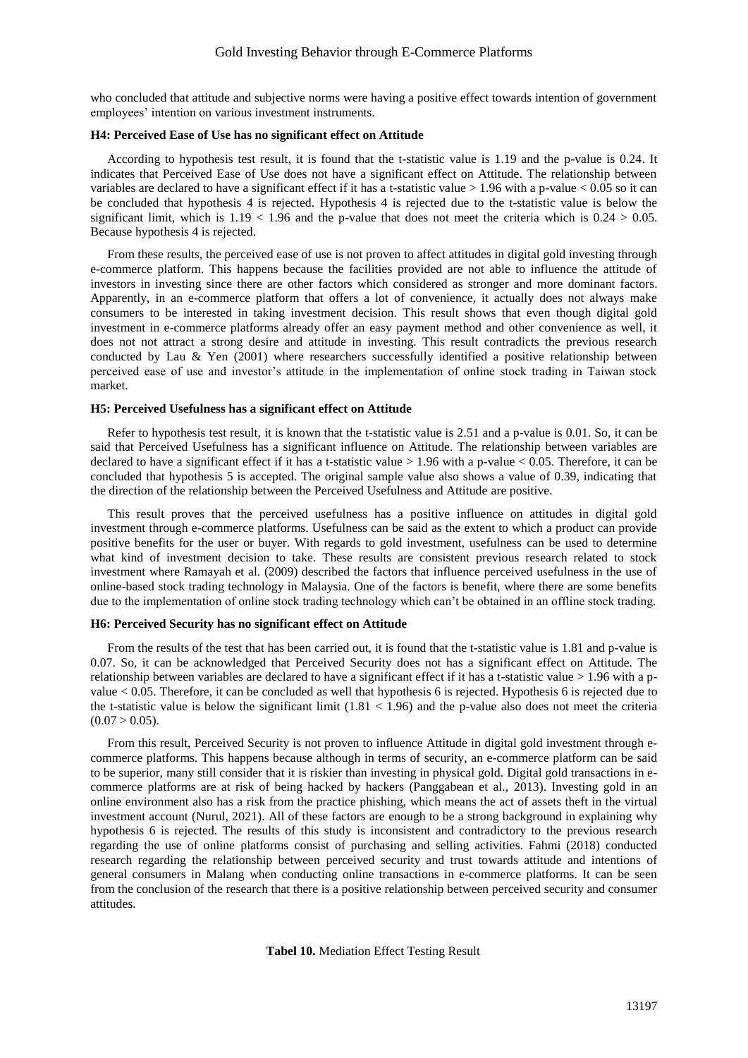who concluded that attitude and subjective norms were having a positive effect towards intention of government employees' intention on various investment instruments.

**H4: Perceived Ease of Use has no significant effect on Attitude**

According to hypothesis test result, it is found that the t-statistic value is 1.19 and the p-value is 0.24. It indicates that Perceived Ease of Use does not have a significant effect on Attitude. The relationship between variables are declared to have a significant effect if it has a t-statistic value > 1.96 with a p-value < 0.05 so it can be concluded that hypothesis 4 is rejected. Hypothesis 4 is rejected due to the t-statistic value is below the significant limit, which is 1.19 < 1.96 and the p-value that does not meet the criteria which is 0.24 > 0.05. Because hypothesis 4 is rejected.

From these results, the perceived ease of use is not proven to affect attitudes in digital gold investing through e-commerce platform. This happens because the facilities provided are not able to influence the attitude of investors in investing since there are other factors which considered as stronger and more dominant factors. Apparently, in an e-commerce platform that offers a lot of convenience, it actually does not always make consumers to be interested in taking investment decision. This result shows that even though digital gold investment in e-commerce platforms already offer an easy payment method and other convenience as well, it does not not attract a strong desire and attitude in investing. This result contradicts the previous research conducted by Lau & Yen (2001) where researchers successfully identified a positive relationship between perceived ease of use and investor's attitude in the implementation of online stock trading in Taiwan stock market.

**H5: Perceived Usefulness has a significant effect on Attitude**

Refer to hypothesis test result, it is known that the t-statistic value is 2.51 and a p-value is 0.01. So, it can be said that Perceived Usefulness has a significant influence on Attitude. The relationship between variables are declared to have a significant effect if it has a t-statistic value > 1.96 with a p-value < 0.05. Therefore, it can be concluded that hypothesis 5 is accepted. The original sample value also shows a value of 0.39, indicating that the direction of the relationship between the Perceived Usefulness and Attitude are positive.

This result proves that the perceived usefulness has a positive influence on attitudes in digital gold investment through e-commerce platforms. Usefulness can be said as the extent to which a product can provide positive benefits for the user or buyer. With regards to gold investment, usefulness can be used to determine what kind of investment decision to take. These results are consistent previous research related to stock investment where Ramayah et al. (2009) described the factors that influence perceived usefulness in the use of online-based stock trading technology in Malaysia. One of the factors is benefit, where there are some benefits due to the implementation of online stock trading technology which can't be obtained in an offline stock trading.

**H6: Perceived Security has no significant effect on Attitude**

From the results of the test that has been carried out, it is found that the t-statistic value is 1.81 and p-value is 0.07. So, it can be acknowledged that Perceived Security does not has a significant effect on Attitude. The relationship between variables are declared to have a significant effect if it has a t-statistic value > 1.96 with a p-value < 0.05. Therefore, it can be concluded as well that hypothesis 6 is rejected. Hypothesis 6 is rejected due to the t-statistic value is below the significant limit (1.81 < 1.96) and the p-value also does not meet the criteria (0.07 > 0.05).

From this result, Perceived Security is not proven to influence Attitude in digital gold investment through e-commerce platforms. This happens because although in terms of security, an e-commerce platform can be said to be superior, many still consider that it is riskier than investing in physical gold. Digital gold transactions in e-commerce platforms are at risk of being hacked by hackers (Panggabean et al., 2013). Investing gold in an online environment also has a risk from the practice phishing, which means the act of assets theft in the virtual investment account (Nurul, 2021). All of these factors are enough to be a strong background in explaining why hypothesis 6 is rejected. The results of this study is inconsistent and contradictory to the previous research regarding the use of online platforms consist of purchasing and selling activities. Fahmi (2018) conducted research regarding the relationship between perceived security and trust towards attitude and intentions of general consumers in Malang when conducting online transactions in e-commerce platforms. It can be seen from the conclusion of the research that there is a positive relationship between perceived security and consumer attitudes.

**Tabel 10.** Mediation Effect Testing Result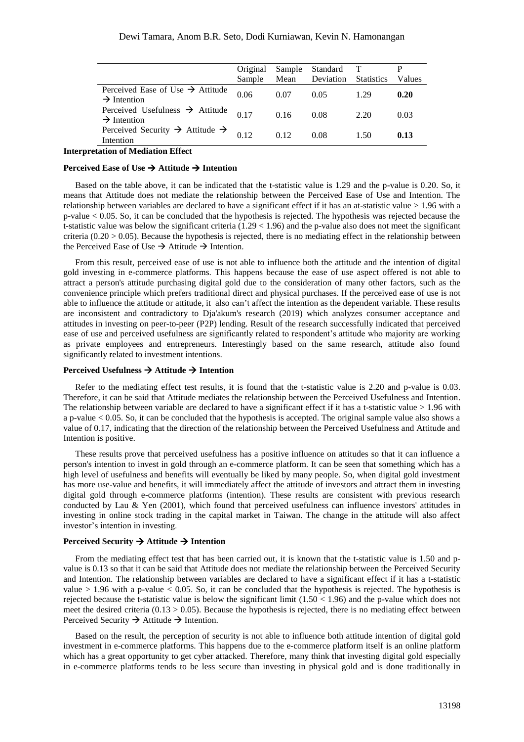| | Original Sample | Sample Mean | Standard Deviation | T Statistics | P Values |
|---|---|---|---|---|---|
| Perceived Ease of Use → Attitude → Intention | 0.06 | 0.07 | 0.05 | 1.29 | **0.20** |
| Perceived Usefulness → Attitude → Intention | 0.17 | 0.16 | 0.08 | 2.20 | 0.03 |
| Perceived Security → Attitude → Intention | 0.12 | 0.12 | 0.08 | 1.50 | **0.13** |

**Interpretation of Mediation Effect**

**Perceived Ease of Use → Attitude → Intention**

Based on the table above, it can be indicated that the t-statistic value is 1.29 and the p-value is 0.20. So, it means that Attitude does not mediate the relationship between the Perceived Ease of Use and Intention. The relationship between variables are declared to have a significant effect if it has an at-statistic value > 1.96 with a p-value < 0.05. So, it can be concluded that the hypothesis is rejected. The hypothesis was rejected because the t-statistic value was below the significant criteria (1.29 < 1.96) and the p-value also does not meet the significant criteria (0.20 > 0.05). Because the hypothesis is rejected, there is no mediating effect in the relationship between the Perceived Ease of Use → Attitude → Intention.

From this result, perceived ease of use is not able to influence both the attitude and the intention of digital gold investing in e-commerce platforms. This happens because the ease of use aspect offered is not able to attract a person's attitude purchasing digital gold due to the consideration of many other factors, such as the convenience principle which prefers traditional direct and physical purchases. If the perceived ease of use is not able to influence the attitude or attitude, it also can't affect the intention as the dependent variable. These results are inconsistent and contradictory to Dja'akum's research (2019) which analyzes consumer acceptance and attitudes in investing on peer-to-peer (P2P) lending. Result of the research successfully indicated that perceived ease of use and perceived usefulness are significantly related to respondent's attitude who majority are working as private employees and entrepreneurs. Interestingly based on the same research, attitude also found significantly related to investment intentions.

**Perceived Usefulness → Attitude → Intention**

Refer to the mediating effect test results, it is found that the t-statistic value is 2.20 and p-value is 0.03. Therefore, it can be said that Attitude mediates the relationship between the Perceived Usefulness and Intention. The relationship between variable are declared to have a significant effect if it has a t-statistic value > 1.96 with a p-value < 0.05. So, it can be concluded that the hypothesis is accepted. The original sample value also shows a value of 0.17, indicating that the direction of the relationship between the Perceived Usefulness and Attitude and Intention is positive.

These results prove that perceived usefulness has a positive influence on attitudes so that it can influence a person's intention to invest in gold through an e-commerce platform. It can be seen that something which has a high level of usefulness and benefits will eventually be liked by many people. So, when digital gold investment has more use-value and benefits, it will immediately affect the attitude of investors and attract them in investing digital gold through e-commerce platforms (intention). These results are consistent with previous research conducted by Lau & Yen (2001), which found that perceived usefulness can influence investors' attitudes in investing in online stock trading in the capital market in Taiwan. The change in the attitude will also affect investor's intention in investing.

**Perceived Security → Attitude → Intention**

From the mediating effect test that has been carried out, it is known that the t-statistic value is 1.50 and p-value is 0.13 so that it can be said that Attitude does not mediate the relationship between the Perceived Security and Intention. The relationship between variables are declared to have a significant effect if it has a t-statistic value > 1.96 with a p-value < 0.05. So, it can be concluded that the hypothesis is rejected. The hypothesis is rejected because the t-statistic value is below the significant limit (1.50 < 1.96) and the p-value which does not meet the desired criteria (0.13 > 0.05). Because the hypothesis is rejected, there is no mediating effect between Perceived Security → Attitude → Intention.

Based on the result, the perception of security is not able to influence both attitude intention of digital gold investment in e-commerce platforms. This happens due to the e-commerce platform itself is an online platform which has a great opportunity to get cyber attacked. Therefore, many think that investing digital gold especially in e-commerce platforms tends to be less secure than investing in physical gold and is done traditionally in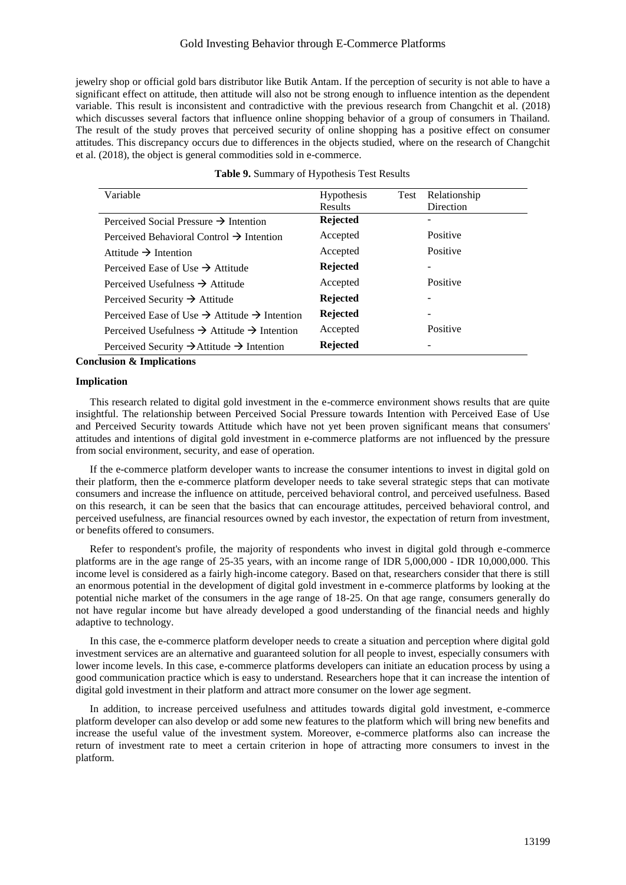jewelry shop or official gold bars distributor like Butik Antam. If the perception of security is not able to have a significant effect on attitude, then attitude will also not be strong enough to influence intention as the dependent variable. This result is inconsistent and contradictive with the previous research from Changchit et al. (2018) which discusses several factors that influence online shopping behavior of a group of consumers in Thailand. The result of the study proves that perceived security of online shopping has a positive effect on consumer attitudes. This discrepancy occurs due to differences in the objects studied, where on the research of Changchit et al. (2018), the object is general commodities sold in e-commerce.

**Table 9.** Summary of Hypothesis Test Results

| Variable | Hypothesis Test Results | Relationship Direction |
|---|---|---|
| Perceived Social Pressure → Intention | **Rejected** | - |
| Perceived Behavioral Control → Intention | Accepted | Positive |
| Attitude → Intention | Accepted | Positive |
| Perceived Ease of Use → Attitude | **Rejected** | - |
| Perceived Usefulness → Attitude | Accepted | Positive |
| Perceived Security → Attitude | **Rejected** | - |
| Perceived Ease of Use → Attitude → Intention | **Rejected** | - |
| Perceived Usefulness → Attitude → Intention | Accepted | Positive |
| Perceived Security →Attitude → Intention | **Rejected** | - |

## Conclusion & Implications

### Implication

This research related to digital gold investment in the e-commerce environment shows results that are quite insightful. The relationship between Perceived Social Pressure towards Intention with Perceived Ease of Use and Perceived Security towards Attitude which have not yet been proven significant means that consumers' attitudes and intentions of digital gold investment in e-commerce platforms are not influenced by the pressure from social environment, security, and ease of operation.

If the e-commerce platform developer wants to increase the consumer intentions to invest in digital gold on their platform, then the e-commerce platform developer needs to take several strategic steps that can motivate consumers and increase the influence on attitude, perceived behavioral control, and perceived usefulness. Based on this research, it can be seen that the basics that can encourage attitudes, perceived behavioral control, and perceived usefulness, are financial resources owned by each investor, the expectation of return from investment, or benefits offered to consumers.

Refer to respondent's profile, the majority of respondents who invest in digital gold through e-commerce platforms are in the age range of 25-35 years, with an income range of IDR 5,000,000 - IDR 10,000,000. This income level is considered as a fairly high-income category. Based on that, researchers consider that there is still an enormous potential in the development of digital gold investment in e-commerce platforms by looking at the potential niche market of the consumers in the age range of 18-25. On that age range, consumers generally do not have regular income but have already developed a good understanding of the financial needs and highly adaptive to technology.

In this case, the e-commerce platform developer needs to create a situation and perception where digital gold investment services are an alternative and guaranteed solution for all people to invest, especially consumers with lower income levels. In this case, e-commerce platforms developers can initiate an education process by using a good communication practice which is easy to understand. Researchers hope that it can increase the intention of digital gold investment in their platform and attract more consumer on the lower age segment.

In addition, to increase perceived usefulness and attitudes towards digital gold investment, e-commerce platform developer can also develop or add some new features to the platform which will bring new benefits and increase the useful value of the investment system. Moreover, e-commerce platforms also can increase the return of investment rate to meet a certain criterion in hope of attracting more consumers to invest in the platform.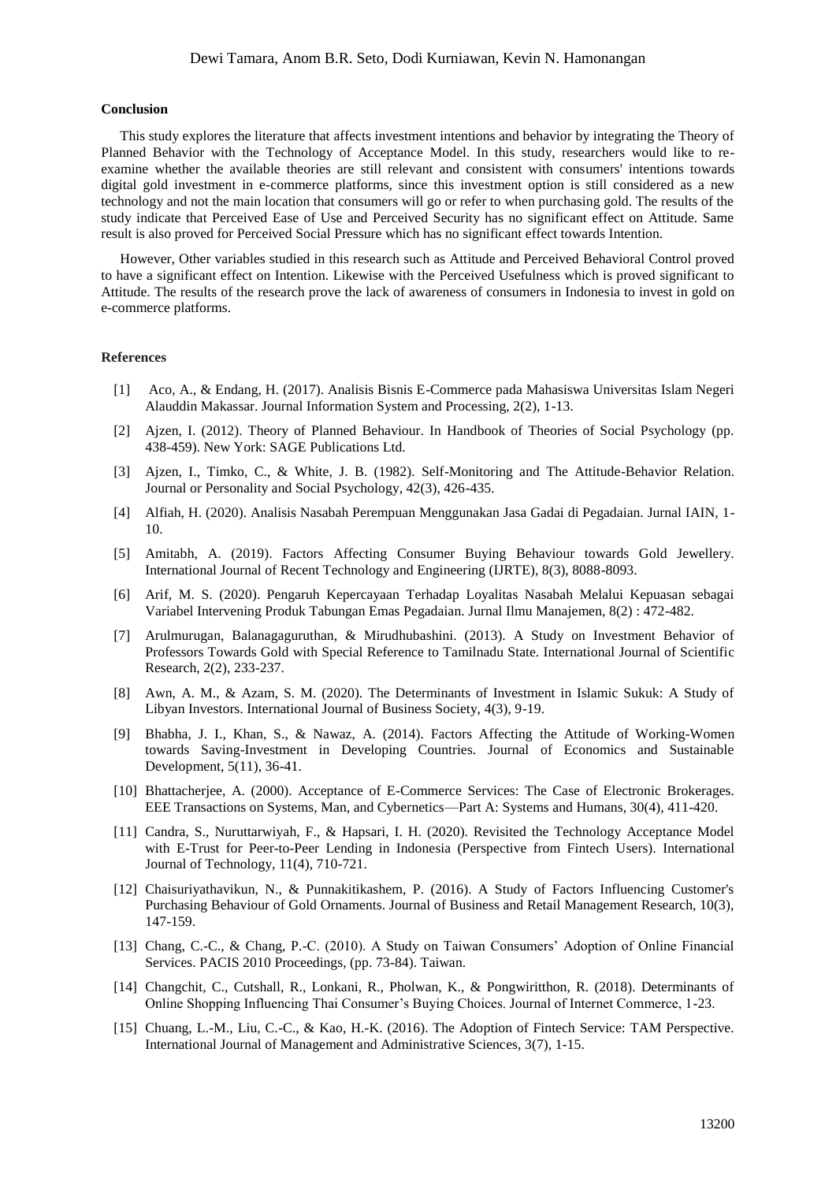## Conclusion

This study explores the literature that affects investment intentions and behavior by integrating the Theory of Planned Behavior with the Technology of Acceptance Model. In this study, researchers would like to re-examine whether the available theories are still relevant and consistent with consumers' intentions towards digital gold investment in e-commerce platforms, since this investment option is still considered as a new technology and not the main location that consumers will go or refer to when purchasing gold. The results of the study indicate that Perceived Ease of Use and Perceived Security has no significant effect on Attitude. Same result is also proved for Perceived Social Pressure which has no significant effect towards Intention.

However, Other variables studied in this research such as Attitude and Perceived Behavioral Control proved to have a significant effect on Intention. Likewise with the Perceived Usefulness which is proved significant to Attitude. The results of the research prove the lack of awareness of consumers in Indonesia to invest in gold on e-commerce platforms.

## References

[1] Aco, A., & Endang, H. (2017). Analisis Bisnis E-Commerce pada Mahasiswa Universitas Islam Negeri Alauddin Makassar. Journal Information System and Processing, 2(2), 1-13.

[2] Ajzen, I. (2012). Theory of Planned Behaviour. In Handbook of Theories of Social Psychology (pp. 438-459). New York: SAGE Publications Ltd.

[3] Ajzen, I., Timko, C., & White, J. B. (1982). Self-Monitoring and The Attitude-Behavior Relation. Journal or Personality and Social Psychology, 42(3), 426-435.

[4] Alfiah, H. (2020). Analisis Nasabah Perempuan Menggunakan Jasa Gadai di Pegadaian. Jurnal IAIN, 1-10.

[5] Amitabh, A. (2019). Factors Affecting Consumer Buying Behaviour towards Gold Jewellery. International Journal of Recent Technology and Engineering (IJRTE), 8(3), 8088-8093.

[6] Arif, M. S. (2020). Pengaruh Kepercayaan Terhadap Loyalitas Nasabah Melalui Kepuasan sebagai Variabel Intervening Produk Tabungan Emas Pegadaian. Jurnal Ilmu Manajemen, 8(2) : 472-482.

[7] Arulmurugan, Balanagaguruthan, & Mirudhubashini. (2013). A Study on Investment Behavior of Professors Towards Gold with Special Reference to Tamilnadu State. International Journal of Scientific Research, 2(2), 233-237.

[8] Awn, A. M., & Azam, S. M. (2020). The Determinants of Investment in Islamic Sukuk: A Study of Libyan Investors. International Journal of Business Society, 4(3), 9-19.

[9] Bhabha, J. I., Khan, S., & Nawaz, A. (2014). Factors Affecting the Attitude of Working-Women towards Saving-Investment in Developing Countries. Journal of Economics and Sustainable Development, 5(11), 36-41.

[10] Bhattacherjee, A. (2000). Acceptance of E-Commerce Services: The Case of Electronic Brokerages. EEE Transactions on Systems, Man, and Cybernetics—Part A: Systems and Humans, 30(4), 411-420.

[11] Candra, S., Nuruttarwiyah, F., & Hapsari, I. H. (2020). Revisited the Technology Acceptance Model with E-Trust for Peer-to-Peer Lending in Indonesia (Perspective from Fintech Users). International Journal of Technology, 11(4), 710-721.

[12] Chaisuriyathavikun, N., & Punnakitikashem, P. (2016). A Study of Factors Influencing Customer's Purchasing Behaviour of Gold Ornaments. Journal of Business and Retail Management Research, 10(3), 147-159.

[13] Chang, C.-C., & Chang, P.-C. (2010). A Study on Taiwan Consumers' Adoption of Online Financial Services. PACIS 2010 Proceedings, (pp. 73-84). Taiwan.

[14] Changchit, C., Cutshall, R., Lonkani, R., Pholwan, K., & Pongwiritthon, R. (2018). Determinants of Online Shopping Influencing Thai Consumer's Buying Choices. Journal of Internet Commerce, 1-23.

[15] Chuang, L.-M., Liu, C.-C., & Kao, H.-K. (2016). The Adoption of Fintech Service: TAM Perspective. International Journal of Management and Administrative Sciences, 3(7), 1-15.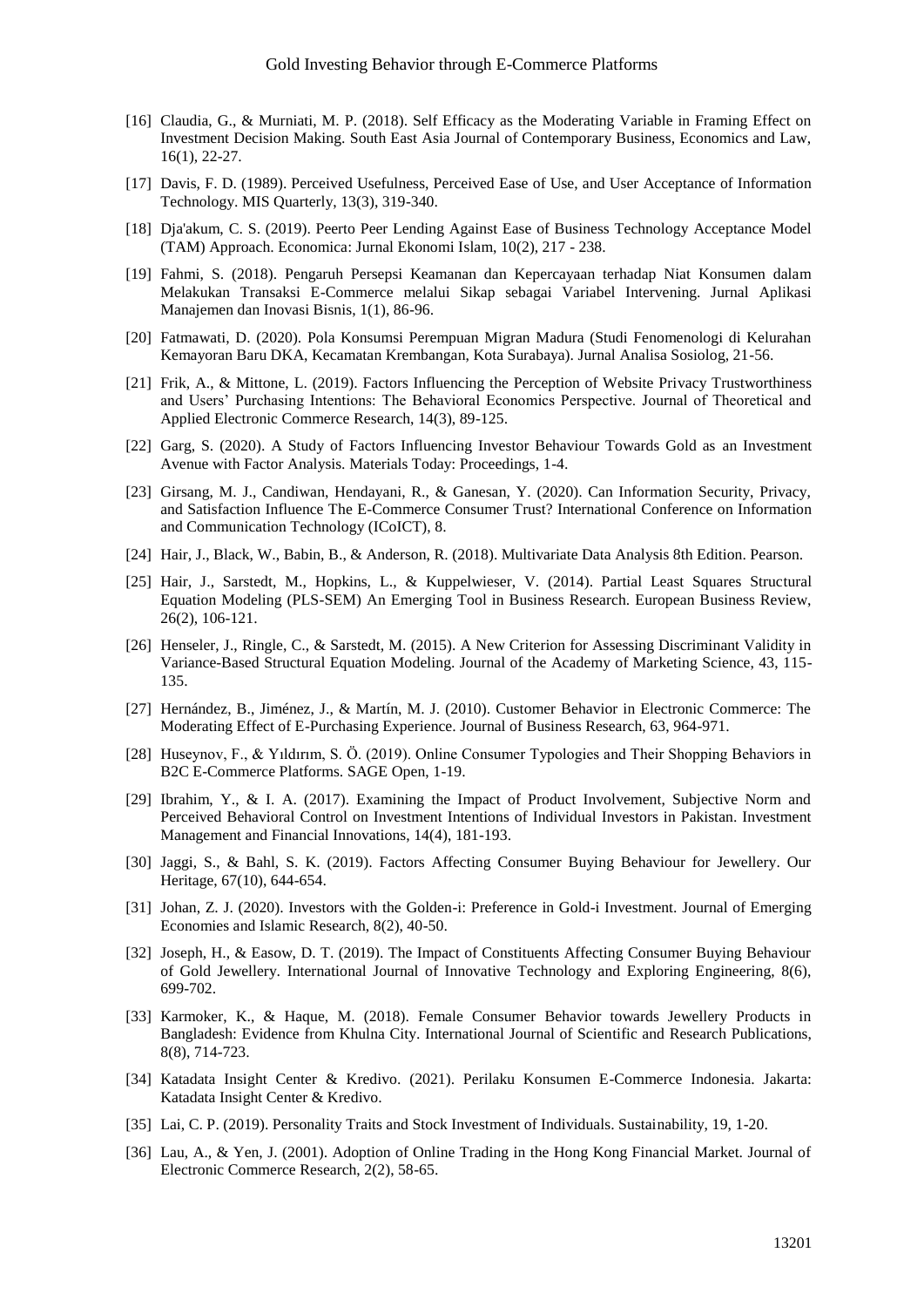[16] Claudia, G., & Murniati, M. P. (2018). Self Efficacy as the Moderating Variable in Framing Effect on Investment Decision Making. South East Asia Journal of Contemporary Business, Economics and Law, 16(1), 22-27.

[17] Davis, F. D. (1989). Perceived Usefulness, Perceived Ease of Use, and User Acceptance of Information Technology. MIS Quarterly, 13(3), 319-340.

[18] Dja'akum, C. S. (2019). Peerto Peer Lending Against Ease of Business Technology Acceptance Model (TAM) Approach. Economica: Jurnal Ekonomi Islam, 10(2), 217 - 238.

[19] Fahmi, S. (2018). Pengaruh Persepsi Keamanan dan Kepercayaan terhadap Niat Konsumen dalam Melakukan Transaksi E-Commerce melalui Sikap sebagai Variabel Intervening. Jurnal Aplikasi Manajemen dan Inovasi Bisnis, 1(1), 86-96.

[20] Fatmawati, D. (2020). Pola Konsumsi Perempuan Migran Madura (Studi Fenomenologi di Kelurahan Kemayoran Baru DKA, Kecamatan Krembangan, Kota Surabaya). Jurnal Analisa Sosiolog, 21-56.

[21] Frik, A., & Mittone, L. (2019). Factors Influencing the Perception of Website Privacy Trustworthiness and Users' Purchasing Intentions: The Behavioral Economics Perspective. Journal of Theoretical and Applied Electronic Commerce Research, 14(3), 89-125.

[22] Garg, S. (2020). A Study of Factors Influencing Investor Behaviour Towards Gold as an Investment Avenue with Factor Analysis. Materials Today: Proceedings, 1-4.

[23] Girsang, M. J., Candiwan, Hendayani, R., & Ganesan, Y. (2020). Can Information Security, Privacy, and Satisfaction Influence The E-Commerce Consumer Trust? International Conference on Information and Communication Technology (ICoICT), 8.

[24] Hair, J., Black, W., Babin, B., & Anderson, R. (2018). Multivariate Data Analysis 8th Edition. Pearson.

[25] Hair, J., Sarstedt, M., Hopkins, L., & Kuppelwieser, V. (2014). Partial Least Squares Structural Equation Modeling (PLS-SEM) An Emerging Tool in Business Research. European Business Review, 26(2), 106-121.

[26] Henseler, J., Ringle, C., & Sarstedt, M. (2015). A New Criterion for Assessing Discriminant Validity in Variance-Based Structural Equation Modeling. Journal of the Academy of Marketing Science, 43, 115-135.

[27] Hernández, B., Jiménez, J., & Martín, M. J. (2010). Customer Behavior in Electronic Commerce: The Moderating Effect of E-Purchasing Experience. Journal of Business Research, 63, 964-971.

[28] Huseynov, F., & Yıldırım, S. Ö. (2019). Online Consumer Typologies and Their Shopping Behaviors in B2C E-Commerce Platforms. SAGE Open, 1-19.

[29] Ibrahim, Y., & I. A. (2017). Examining the Impact of Product Involvement, Subjective Norm and Perceived Behavioral Control on Investment Intentions of Individual Investors in Pakistan. Investment Management and Financial Innovations, 14(4), 181-193.

[30] Jaggi, S., & Bahl, S. K. (2019). Factors Affecting Consumer Buying Behaviour for Jewellery. Our Heritage, 67(10), 644-654.

[31] Johan, Z. J. (2020). Investors with the Golden-i: Preference in Gold-i Investment. Journal of Emerging Economies and Islamic Research, 8(2), 40-50.

[32] Joseph, H., & Easow, D. T. (2019). The Impact of Constituents Affecting Consumer Buying Behaviour of Gold Jewellery. International Journal of Innovative Technology and Exploring Engineering, 8(6), 699-702.

[33] Karmoker, K., & Haque, M. (2018). Female Consumer Behavior towards Jewellery Products in Bangladesh: Evidence from Khulna City. International Journal of Scientific and Research Publications, 8(8), 714-723.

[34] Katadata Insight Center & Kredivo. (2021). Perilaku Konsumen E-Commerce Indonesia. Jakarta: Katadata Insight Center & Kredivo.

[35] Lai, C. P. (2019). Personality Traits and Stock Investment of Individuals. Sustainability, 19, 1-20.

[36] Lau, A., & Yen, J. (2001). Adoption of Online Trading in the Hong Kong Financial Market. Journal of Electronic Commerce Research, 2(2), 58-65.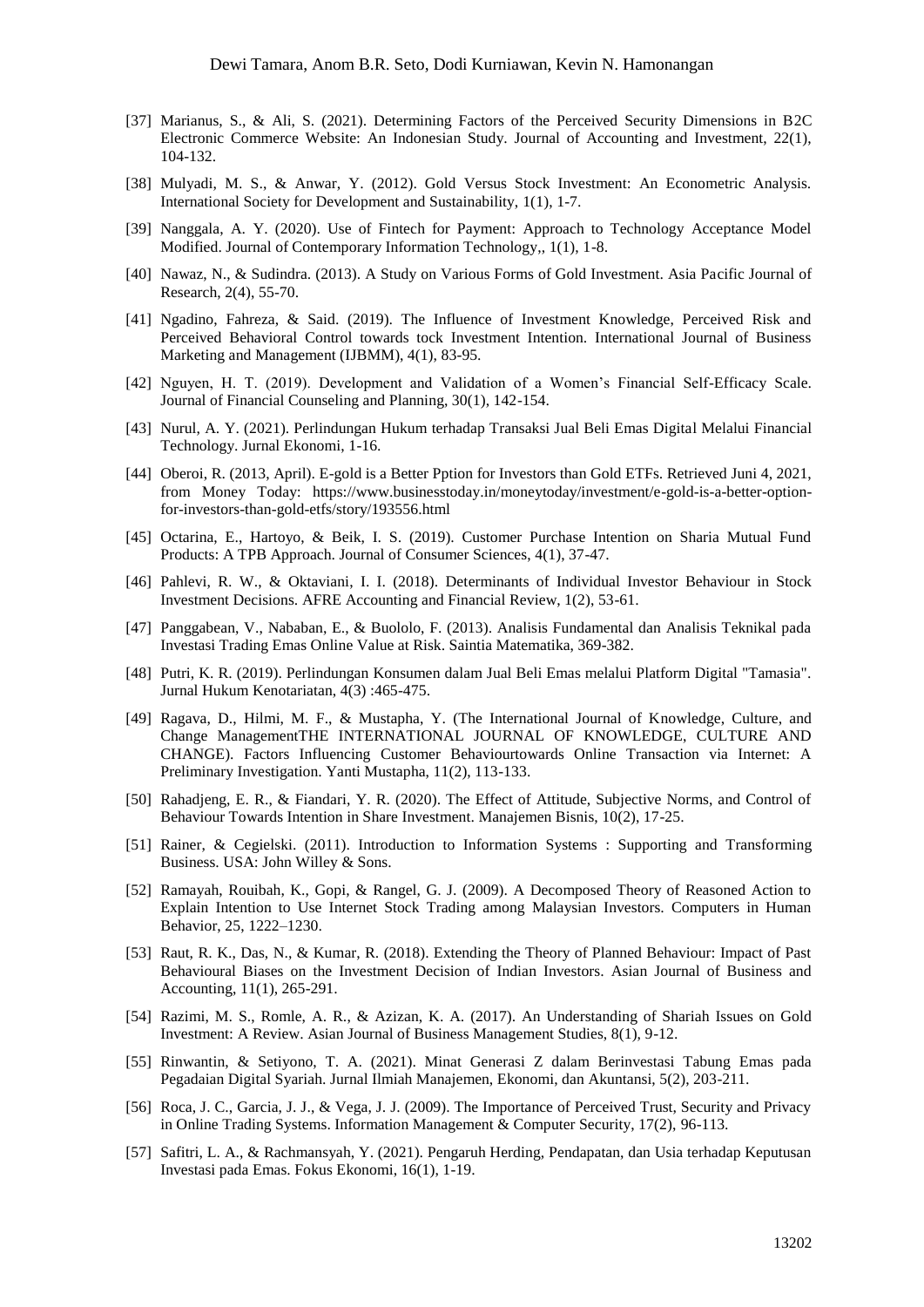[37] Marianus, S., & Ali, S. (2021). Determining Factors of the Perceived Security Dimensions in B2C Electronic Commerce Website: An Indonesian Study. Journal of Accounting and Investment, 22(1), 104-132.

[38] Mulyadi, M. S., & Anwar, Y. (2012). Gold Versus Stock Investment: An Econometric Analysis. International Society for Development and Sustainability, 1(1), 1-7.

[39] Nanggala, A. Y. (2020). Use of Fintech for Payment: Approach to Technology Acceptance Model Modified. Journal of Contemporary Information Technology,, 1(1), 1-8.

[40] Nawaz, N., & Sudindra. (2013). A Study on Various Forms of Gold Investment. Asia Pacific Journal of Research, 2(4), 55-70.

[41] Ngadino, Fahreza, & Said. (2019). The Influence of Investment Knowledge, Perceived Risk and Perceived Behavioral Control towards tock Investment Intention. International Journal of Business Marketing and Management (IJBMM), 4(1), 83-95.

[42] Nguyen, H. T. (2019). Development and Validation of a Women's Financial Self-Efficacy Scale. Journal of Financial Counseling and Planning, 30(1), 142-154.

[43] Nurul, A. Y. (2021). Perlindungan Hukum terhadap Transaksi Jual Beli Emas Digital Melalui Financial Technology. Jurnal Ekonomi, 1-16.

[44] Oberoi, R. (2013, April). E-gold is a Better Pption for Investors than Gold ETFs. Retrieved Juni 4, 2021, from Money Today: https://www.businesstoday.in/moneytoday/investment/e-gold-is-a-better-option-for-investors-than-gold-etfs/story/193556.html

[45] Octarina, E., Hartoyo, & Beik, I. S. (2019). Customer Purchase Intention on Sharia Mutual Fund Products: A TPB Approach. Journal of Consumer Sciences, 4(1), 37-47.

[46] Pahlevi, R. W., & Oktaviani, I. I. (2018). Determinants of Individual Investor Behaviour in Stock Investment Decisions. AFRE Accounting and Financial Review, 1(2), 53-61.

[47] Panggabean, V., Nababan, E., & Buololo, F. (2013). Analisis Fundamental dan Analisis Teknikal pada Investasi Trading Emas Online Value at Risk. Saintia Matematika, 369-382.

[48] Putri, K. R. (2019). Perlindungan Konsumen dalam Jual Beli Emas melalui Platform Digital "Tamasia". Jurnal Hukum Kenotariatan, 4(3) :465-475.

[49] Ragava, D., Hilmi, M. F., & Mustapha, Y. (The International Journal of Knowledge, Culture, and Change ManagementTHE INTERNATIONAL JOURNAL OF KNOWLEDGE, CULTURE AND CHANGE). Factors Influencing Customer Behaviourtowards Online Transaction via Internet: A Preliminary Investigation. Yanti Mustapha, 11(2), 113-133.

[50] Rahadjeng, E. R., & Fiandari, Y. R. (2020). The Effect of Attitude, Subjective Norms, and Control of Behaviour Towards Intention in Share Investment. Manajemen Bisnis, 10(2), 17-25.

[51] Rainer, & Cegielski. (2011). Introduction to Information Systems : Supporting and Transforming Business. USA: John Willey & Sons.

[52] Ramayah, Rouibah, K., Gopi, & Rangel, G. J. (2009). A Decomposed Theory of Reasoned Action to Explain Intention to Use Internet Stock Trading among Malaysian Investors. Computers in Human Behavior, 25, 1222–1230.

[53] Raut, R. K., Das, N., & Kumar, R. (2018). Extending the Theory of Planned Behaviour: Impact of Past Behavioural Biases on the Investment Decision of Indian Investors. Asian Journal of Business and Accounting, 11(1), 265-291.

[54] Razimi, M. S., Romle, A. R., & Azizan, K. A. (2017). An Understanding of Shariah Issues on Gold Investment: A Review. Asian Journal of Business Management Studies, 8(1), 9-12.

[55] Rinwantin, & Setiyono, T. A. (2021). Minat Generasi Z dalam Berinvestasi Tabung Emas pada Pegadaian Digital Syariah. Jurnal Ilmiah Manajemen, Ekonomi, dan Akuntansi, 5(2), 203-211.

[56] Roca, J. C., Garcia, J. J., & Vega, J. J. (2009). The Importance of Perceived Trust, Security and Privacy in Online Trading Systems. Information Management & Computer Security, 17(2), 96-113.

[57] Safitri, L. A., & Rachmansyah, Y. (2021). Pengaruh Herding, Pendapatan, dan Usia terhadap Keputusan Investasi pada Emas. Fokus Ekonomi, 16(1), 1-19.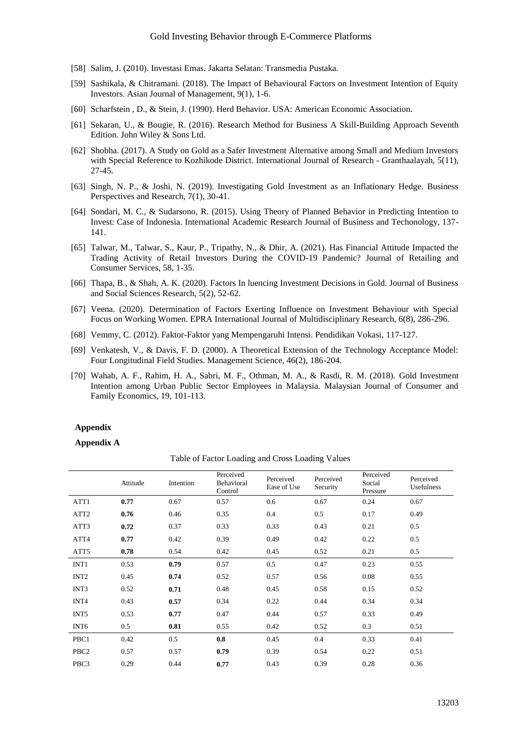[58] Salim, J. (2010). Investasi Emas. Jakarta Selatan: Transmedia Pustaka.

[59] Sashikala, & Chitramani. (2018). The Impact of Behavioural Factors on Investment Intention of Equity Investors. Asian Journal of Management, 9(1), 1-6.

[60] Scharfstein , D., & Stein, J. (1990). Herd Behavior. USA: American Economic Association.

[61] Sekaran, U., & Bougie, R. (2016). Research Method for Business A Skill-Building Approach Seventh Edition. John Wiley & Sons Ltd.

[62] Shobha. (2017). A Study on Gold as a Safer Investment Alternative among Small and Medium Investors with Special Reference to Kozhikode District. International Journal of Research - Granthaalayah, 5(11), 27-45.

[63] Singh, N. P., & Joshi, N. (2019). Investigating Gold Investment as an Inflationary Hedge. Business Perspectives and Research, 7(1), 30-41.

[64] Sondari, M. C., & Sudarsono, R. (2015). Using Theory of Planned Behavior in Predicting Intention to Invest: Case of Indonesia. International Academic Research Journal of Business and Techonology, 137-141.

[65] Talwar, M., Talwar, S., Kaur, P., Tripathy, N., & Dhir, A. (2021). Has Financial Attitude Impacted the Trading Activity of Retail Investors During the COVID-19 Pandemic? Journal of Retailing and Consumer Services, 58, 1-35.

[66] Thapa, B., & Shah, A. K. (2020). Factors In luencing Investment Decisions in Gold. Journal of Business and Social Sciences Research, 5(2), 52-62.

[67] Veena. (2020). Determination of Factors Exerting Influence on Investment Behaviour with Special Focus on Working Women. EPRA International Journal of Multidisciplinary Research, 6(8), 286-296.

[68] Vemmy, C. (2012). Faktor-Faktor yang Mempengaruhi Intensi. Pendidikan Vokasi, 117-127.

[69] Venkatesh, V., & Davis, F. D. (2000). A Theoretical Extension of the Technology Acceptance Model: Four Longitudinal Field Studies. Management Science, 46(2), 186-204.

[70] Wahab, A. F., Rahim, H. A., Sabri, M. F., Othman, M. A., & Rasdi, R. M. (2018). Gold Investment Intention among Urban Public Sector Employees in Malaysia. Malaysian Journal of Consumer and Family Economics, 19, 101-113.

## Appendix

### Appendix A

Table of Factor Loading and Cross Loading Values

| | Attitude | Intention | Perceived Behavioral Control | Perceived Ease of Use | Perceived Security | Perceived Social Pressure | Perceived Usefulness |
|---|---|---|---|---|---|---|---|
| ATT1 | **0.77** | 0.67 | 0.57 | 0.6 | 0.67 | 0.24 | 0.67 |
| ATT2 | **0.76** | 0.46 | 0.35 | 0.4 | 0.5 | 0.17 | 0.49 |
| ATT3 | **0.72** | 0.37 | 0.33 | 0.33 | 0.43 | 0.21 | 0.5 |
| ATT4 | **0.77** | 0.42 | 0.39 | 0.49 | 0.42 | 0.22 | 0.5 |
| ATT5 | **0.78** | 0.54 | 0.42 | 0.45 | 0.52 | 0.21 | 0.5 |
| INT1 | 0.53 | **0.79** | 0.57 | 0.5 | 0.47 | 0.23 | 0.55 |
| INT2 | 0.45 | **0.74** | 0.52 | 0.57 | 0.56 | 0.08 | 0.55 |
| INT3 | 0.52 | **0.71** | 0.48 | 0.45 | 0.58 | 0.15 | 0.52 |
| INT4 | 0.43 | **0.57** | 0.34 | 0.22 | 0.44 | 0.34 | 0.34 |
| INT5 | 0.53 | **0.77** | 0.47 | 0.44 | 0.57 | 0.33 | 0.49 |
| INT6 | 0.5 | **0.81** | 0.55 | 0.42 | 0.52 | 0.3 | 0.51 |
| PBC1 | 0.42 | 0.5 | **0.8** | 0.45 | 0.4 | 0.33 | 0.41 |
| PBC2 | 0.57 | 0.57 | **0.79** | 0.39 | 0.54 | 0.22 | 0.51 |
| PBC3 | 0.29 | 0.44 | **0.77** | 0.43 | 0.39 | 0.28 | 0.36 |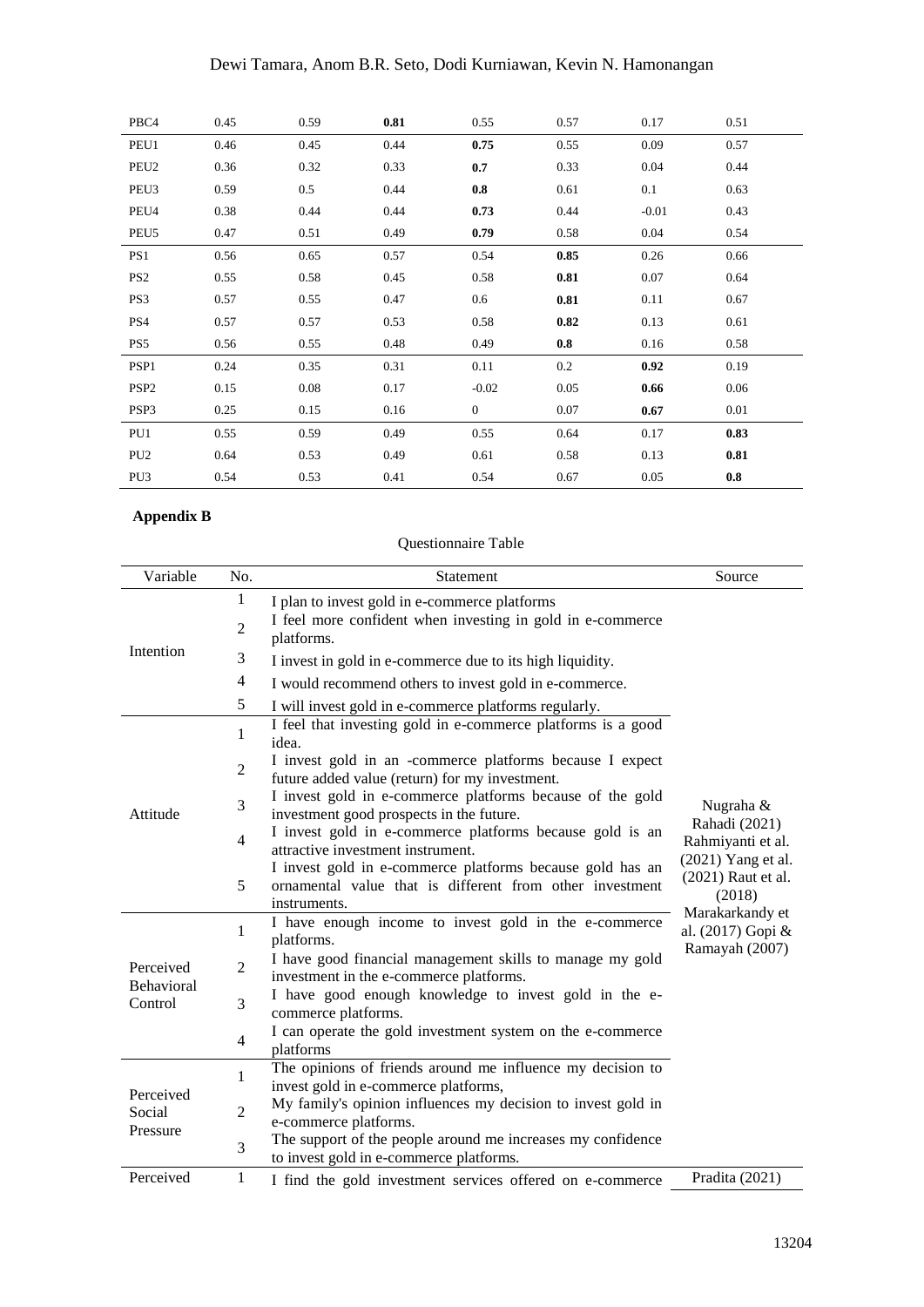| PBC4 | 0.45 | 0.59 | **0.81** | 0.55 | 0.57 | 0.17 | 0.51 |
|---|---|---|---|---|---|---|---|
| PEU1 | 0.46 | 0.45 | 0.44 | **0.75** | 0.55 | 0.09 | 0.57 |
| PEU2 | 0.36 | 0.32 | 0.33 | **0.7** | 0.33 | 0.04 | 0.44 |
| PEU3 | 0.59 | 0.5 | 0.44 | **0.8** | 0.61 | 0.1 | 0.63 |
| PEU4 | 0.38 | 0.44 | 0.44 | **0.73** | 0.44 | -0.01 | 0.43 |
| PEU5 | 0.47 | 0.51 | 0.49 | **0.79** | 0.58 | 0.04 | 0.54 |
| PS1 | 0.56 | 0.65 | 0.57 | 0.54 | **0.85** | 0.26 | 0.66 |
| PS2 | 0.55 | 0.58 | 0.45 | 0.58 | **0.81** | 0.07 | 0.64 |
| PS3 | 0.57 | 0.55 | 0.47 | 0.6 | **0.81** | 0.11 | 0.67 |
| PS4 | 0.57 | 0.57 | 0.53 | 0.58 | **0.82** | 0.13 | 0.61 |
| PS5 | 0.56 | 0.55 | 0.48 | 0.49 | **0.8** | 0.16 | 0.58 |
| PSP1 | 0.24 | 0.35 | 0.31 | 0.11 | 0.2 | **0.92** | 0.19 |
| PSP2 | 0.15 | 0.08 | 0.17 | -0.02 | 0.05 | **0.66** | 0.06 |
| PSP3 | 0.25 | 0.15 | 0.16 | 0 | 0.07 | **0.67** | 0.01 |
| PU1 | 0.55 | 0.59 | 0.49 | 0.55 | 0.64 | 0.17 | **0.83** |
| PU2 | 0.64 | 0.53 | 0.49 | 0.61 | 0.58 | 0.13 | **0.81** |
| PU3 | 0.54 | 0.53 | 0.41 | 0.54 | 0.67 | 0.05 | **0.8** |

**Appendix B**

Questionnaire Table

| Variable | No. | Statement | Source |
|---|---|---|---|
| Intention | 1 | I plan to invest gold in e-commerce platforms | Nugraha & Rahadi (2021) Rahmiyanti et al. (2021) Yang et al. (2021) Raut et al. (2018) Marakarkandy et al. (2017) Gopi & Ramayah (2007) |
| | 2 | I feel more confident when investing in gold in e-commerce platforms. | |
| | 3 | I invest in gold in e-commerce due to its high liquidity. | |
| | 4 | I would recommend others to invest gold in e-commerce. | |
| | 5 | I will invest gold in e-commerce platforms regularly. | |
| Attitude | 1 | I feel that investing gold in e-commerce platforms is a good idea. | |
| | 2 | I invest gold in an -commerce platforms because I expect future added value (return) for my investment. | |
| | 3 | I invest gold in e-commerce platforms because of the gold investment good prospects in the future. | |
| | 4 | I invest gold in e-commerce platforms because gold is an attractive investment instrument. | |
| | 5 | I invest gold in e-commerce platforms because gold has an ornamental value that is different from other investment instruments. | |
| Perceived Behavioral Control | 1 | I have enough income to invest gold in the e-commerce platforms. | |
| | 2 | I have good financial management skills to manage my gold investment in the e-commerce platforms. | |
| | 3 | I have good enough knowledge to invest gold in the e-commerce platforms. | |
| | 4 | I can operate the gold investment system on the e-commerce platforms | |
| Perceived Social Pressure | 1 | The opinions of friends around me influence my decision to invest gold in e-commerce platforms, | |
| | 2 | My family's opinion influences my decision to invest gold in e-commerce platforms. | |
| | 3 | The support of the people around me increases my confidence to invest gold in e-commerce platforms. | |
| Perceived | 1 | I find the gold investment services offered on e-commerce | Pradita (2021) |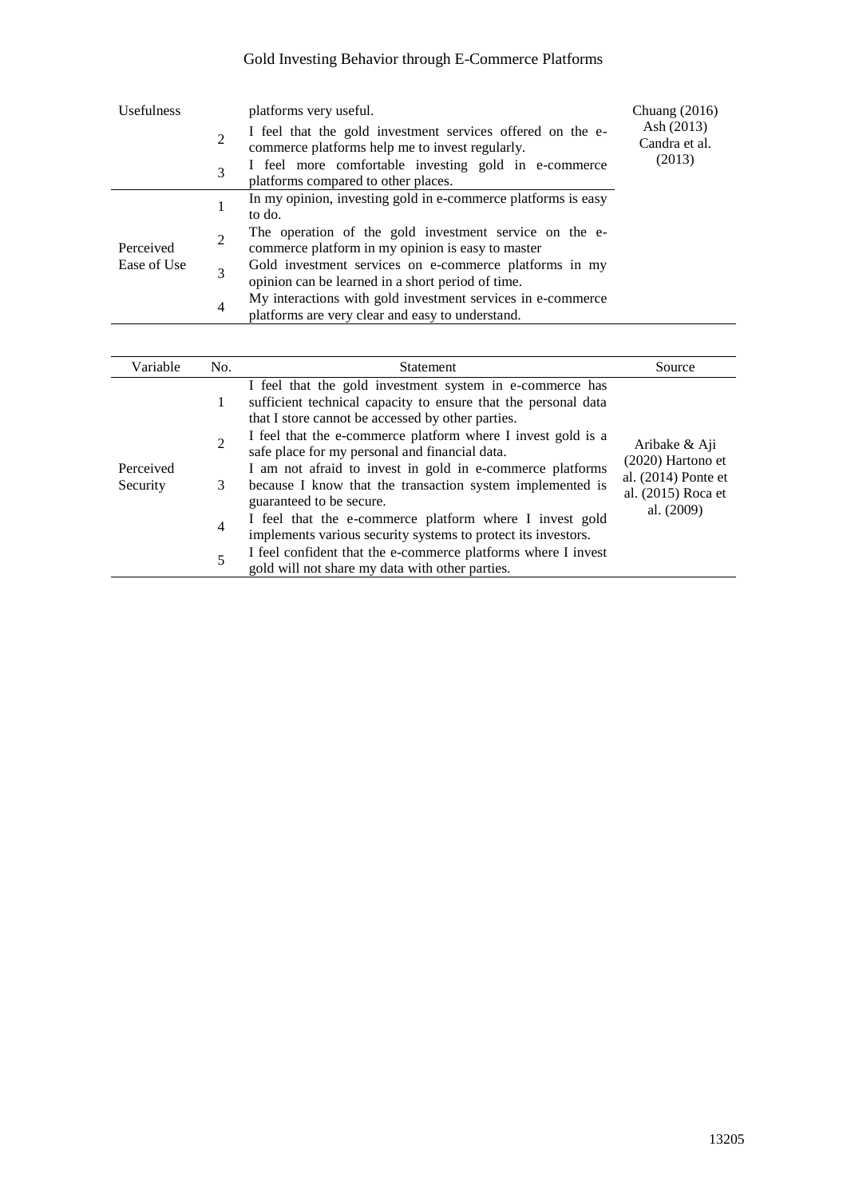| | | | |
|---|---|---|---|
| Usefulness | | platforms very useful. | Chuang (2016) Ash (2013) Candra et al. (2013) |
| | 2 | I feel that the gold investment services offered on the e-commerce platforms help me to invest regularly. | |
| | 3 | I feel more comfortable investing gold in e-commerce platforms compared to other places. | |
| Perceived Ease of Use | 1 | In my opinion, investing gold in e-commerce platforms is easy to do. | |
| | 2 | The operation of the gold investment service on the e-commerce platform in my opinion is easy to master | |
| | 3 | Gold investment services on e-commerce platforms in my opinion can be learned in a short period of time. | |
| | 4 | My interactions with gold investment services in e-commerce platforms are very clear and easy to understand. | |

| Variable | No. | Statement | Source |
|---|---|---|---|
| Perceived Security | 1 | I feel that the gold investment system in e-commerce has sufficient technical capacity to ensure that the personal data that I store cannot be accessed by other parties. | Aribake & Aji (2020) Hartono et al. (2014) Ponte et al. (2015) Roca et al. (2009) |
| | 2 | I feel that the e-commerce platform where I invest gold is a safe place for my personal and financial data. | |
| | 3 | I am not afraid to invest in gold in e-commerce platforms because I know that the transaction system implemented is guaranteed to be secure. | |
| | 4 | I feel that the e-commerce platform where I invest gold implements various security systems to protect its investors. | |
| | 5 | I feel confident that the e-commerce platforms where I invest gold will not share my data with other parties. | |